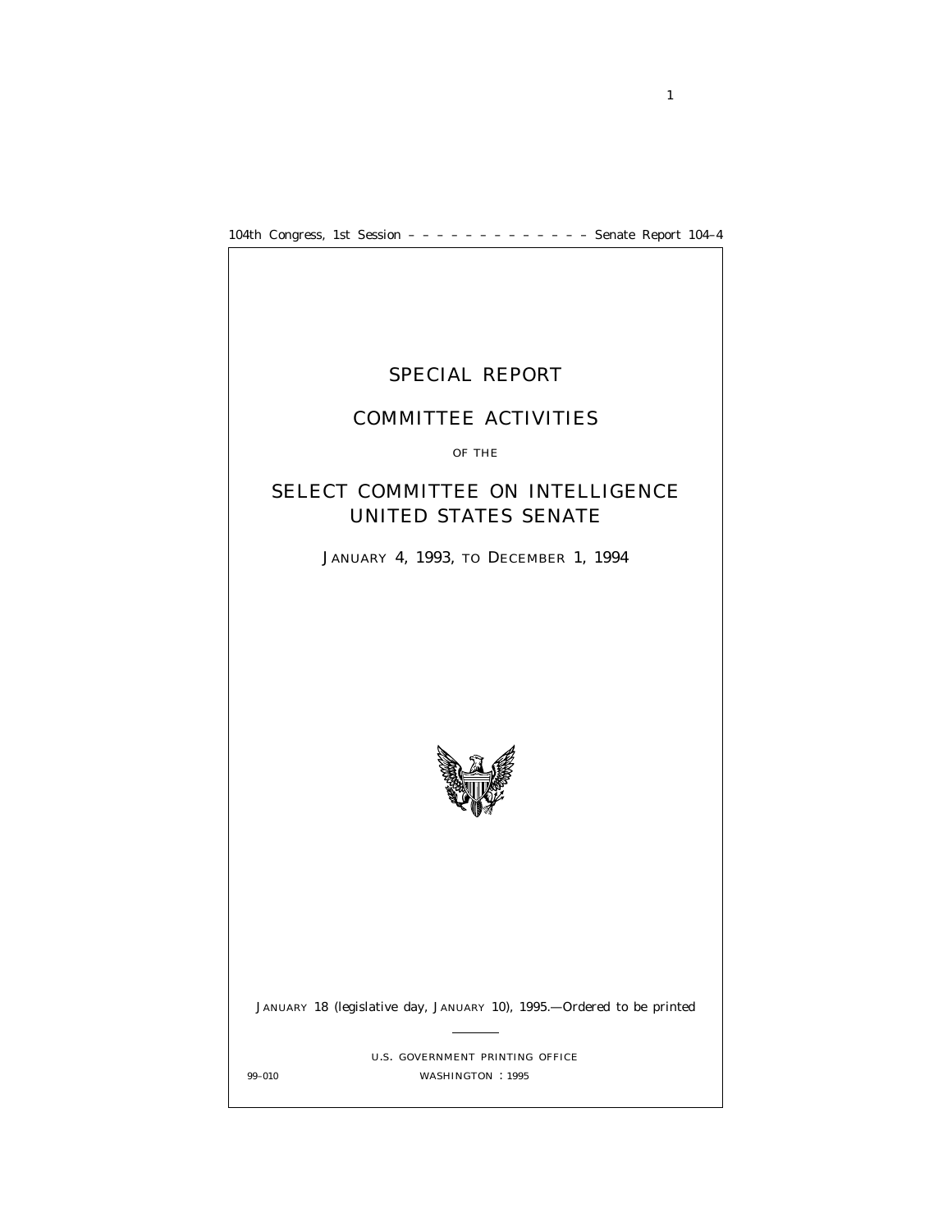104th Congress, 1st Session – – – – – – – – – – – – – – Senate Report 104–4

# SPECIAL REPORT

# COMMITTEE ACTIVITIES

OF THE

# SELECT COMMITTEE ON INTELLIGENCE UNITED STATES SENATE

JANUARY 4, 1993, TO DECEMBER 1, 1994

JANUARY 18 (legislative day, JANUARY 10), 1995.—Ordered to be printed

U.S. GOVERNMENT PRINTING OFFICE

99–010 WASHINGTON : 1995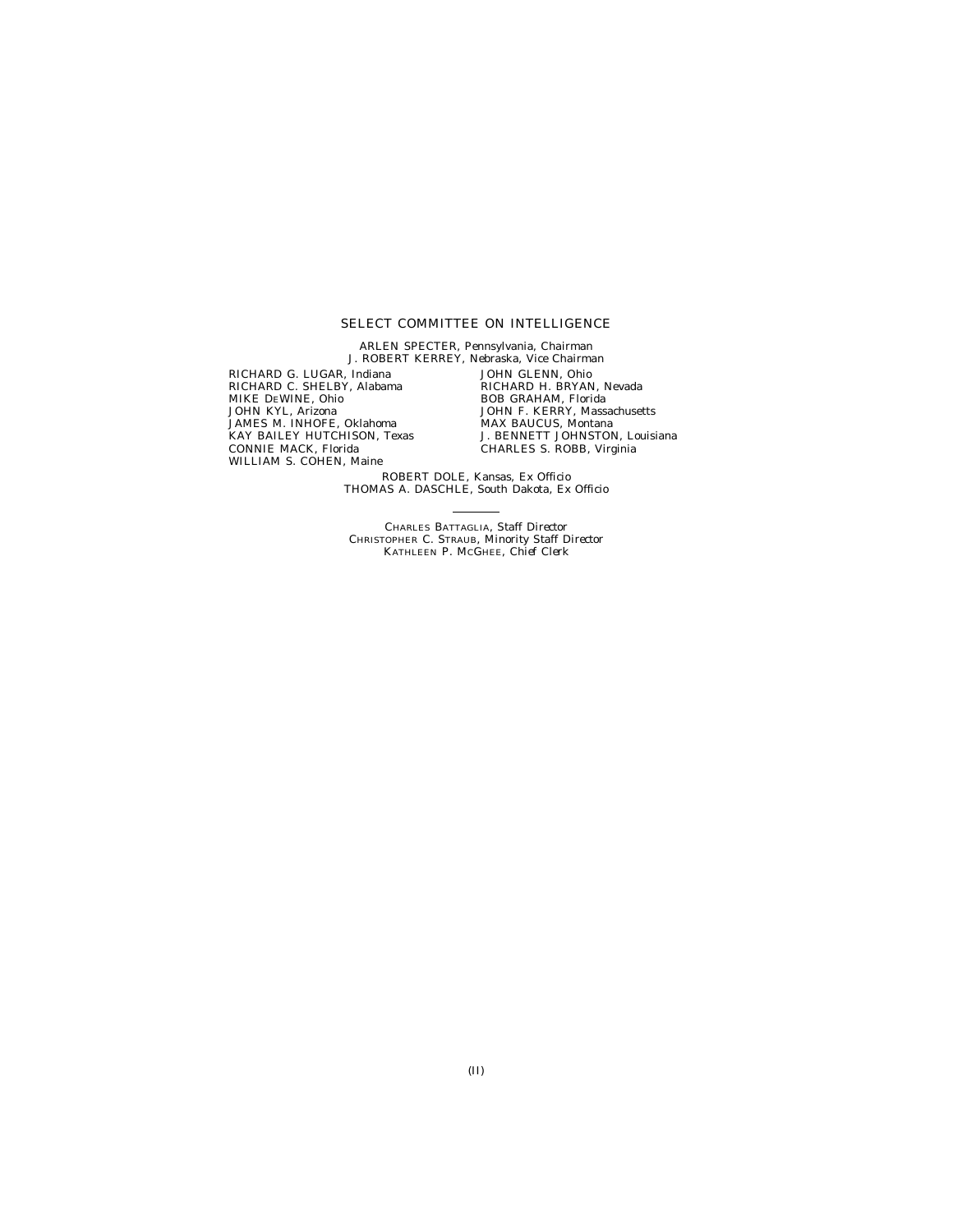## SELECT COMMITTEE ON INTELLIGENCE

ARLEN SPECTER, Pennsylvania, *Chairman*
J. ROBERT KERREY, Nebraska, *Vice Chairman*

RICHARD G. LUGAR, Indiana
RICHARD C. SHELBY, Alabama
MIKE DEWINE, Ohio
JOHN KYL, Arizona
JAMES M. INHOFE, Oklahoma
KAY BAILEY HUTCHISON, Texas
CONNIE MACK, Florida
WILLIAM S. COHEN, Maine

JOHN GLENN, Ohio
RICHARD H. BRYAN, Nevada
BOB GRAHAM, Florida
JOHN F. KERRY, Massachusetts
MAX BAUCUS, Montana
J. BENNETT JOHNSTON, Louisiana
CHARLES S. ROBB, Virginia

ROBERT DOLE, Kansas, *Ex Officio*
THOMAS A. DASCHLE, South Dakota, *Ex Officio*

---

CHARLES BATTAGLIA, *Staff Director*
CHRISTOPHER C. STRAUB, *Minority Staff Director*
KATHLEEN P. MCGHEE, *Chief Clerk*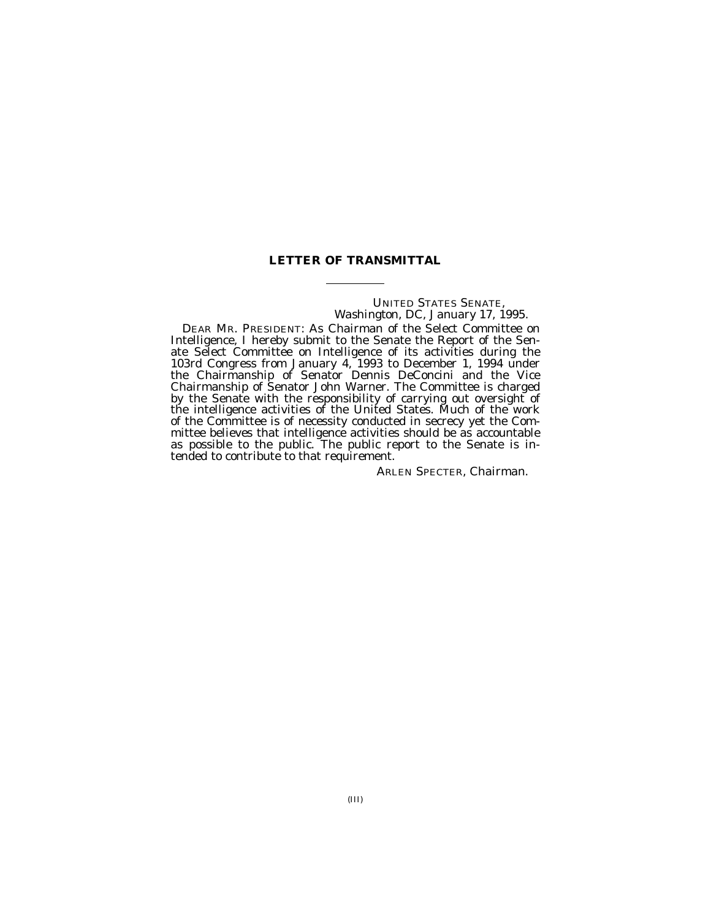# LETTER OF TRANSMITTAL

UNITED STATES SENATE,
*Washington, DC, January 17, 1995.*

DEAR MR. PRESIDENT: As Chairman of the Select Committee on Intelligence, I hereby submit to the Senate the Report of the Senate Select Committee on Intelligence of its activities during the 103rd Congress from January 4, 1993 to December 1, 1994 under the Chairmanship of Senator Dennis DeConcini and the Vice Chairmanship of Senator John Warner. The Committee is charged by the Senate with the responsibility of carrying out oversight of the intelligence activities of the United States. Much of the work of the Committee is of necessity conducted in secrecy yet the Committee believes that intelligence activities should be as accountable as possible to the public. The public report to the Senate is intended to contribute to that requirement.

ARLEN SPECTER, *Chairman.*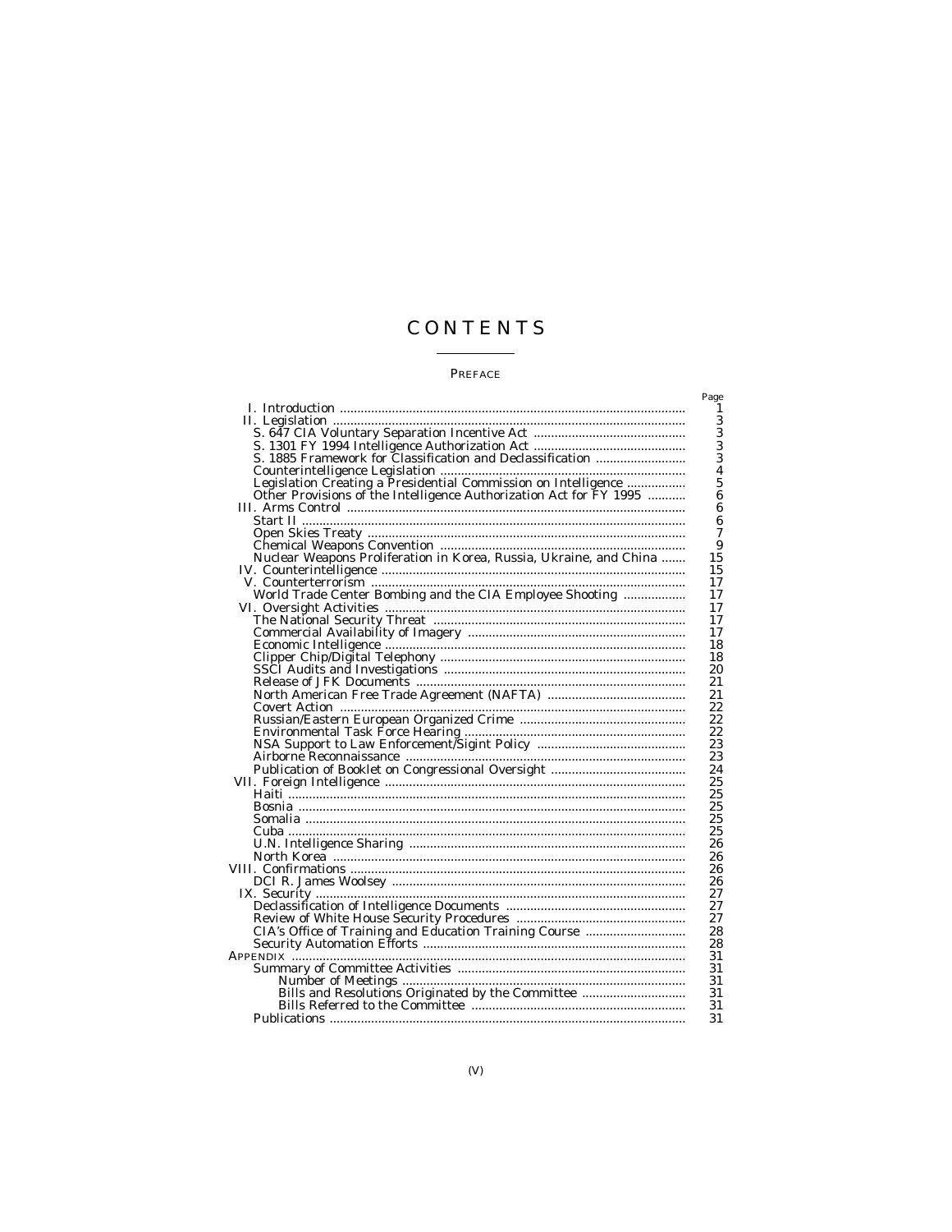# CONTENTS

PREFACE

| | Page |
|---|---|
| I. Introduction | 1 |
| II. Legislation | 3 |
| S. 647 CIA Voluntary Separation Incentive Act | 3 |
| S. 1301 FY 1994 Intelligence Authorization Act | 3 |
| S. 1885 Framework for Classification and Declassification | 3 |
| Counterintelligence Legislation | 4 |
| Legislation Creating a Presidential Commission on Intelligence | 5 |
| Other Provisions of the Intelligence Authorization Act for FY 1995 | 6 |
| III. Arms Control | 6 |
| Start II | 6 |
| Open Skies Treaty | 7 |
| Chemical Weapons Convention | 9 |
| Nuclear Weapons Proliferation in Korea, Russia, Ukraine, and China | 15 |
| IV. Counterintelligence | 15 |
| V. Counterterrorism | 17 |
| World Trade Center Bombing and the CIA Employee Shooting | 17 |
| VI. Oversight Activities | 17 |
| The National Security Threat | 17 |
| Commercial Availability of Imagery | 17 |
| Economic Intelligence | 18 |
| Clipper Chip/Digital Telephony | 18 |
| SSCI Audits and Investigations | 20 |
| Release of JFK Documents | 21 |
| North American Free Trade Agreement (NAFTA) | 21 |
| Covert Action | 22 |
| Russian/Eastern European Organized Crime | 22 |
| Environmental Task Force Hearing | 22 |
| NSA Support to Law Enforcement/Sigint Policy | 23 |
| Airborne Reconnaissance | 23 |
| Publication of Booklet on Congressional Oversight | 24 |
| VII. Foreign Intelligence | 25 |
| Haiti | 25 |
| Bosnia | 25 |
| Somalia | 25 |
| Cuba | 25 |
| U.N. Intelligence Sharing | 26 |
| North Korea | 26 |
| VIII. Confirmations | 26 |
| DCI R. James Woolsey | 26 |
| IX. Security | 27 |
| Declassification of Intelligence Documents | 27 |
| Review of White House Security Procedures | 27 |
| CIA's Office of Training and Education Training Course | 28 |
| Security Automation Efforts | 28 |
| APPENDIX | 31 |
| Summary of Committee Activities | 31 |
| Number of Meetings | 31 |
| Bills and Resolutions Originated by the Committee | 31 |
| Bills Referred to the Committee | 31 |
| Publications | 31 |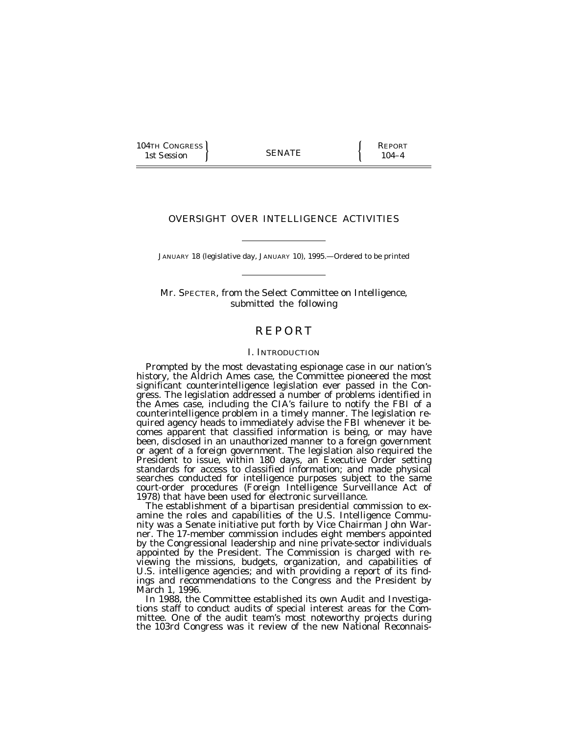104TH CONGRESS
1st Session

SENATE

REPORT
104–4

# OVERSIGHT OVER INTELLIGENCE ACTIVITIES

JANUARY 18 (legislative day, JANUARY 10), 1995.—Ordered to be printed

Mr. SPECTER, from the Select Committee on Intelligence, submitted the following

# REPORT

## I. INTRODUCTION

Prompted by the most devastating espionage case in our nation's history, the Aldrich Ames case, the Committee pioneered the most significant counterintelligence legislation ever passed in the Congress. The legislation addressed a number of problems identified in the Ames case, including the CIA's failure to notify the FBI of a counterintelligence problem in a timely manner. The legislation required agency heads to immediately advise the FBI whenever it becomes apparent that classified information is being, or may have been, disclosed in an unauthorized manner to a foreign government or agent of a foreign government. The legislation also required the President to issue, within 180 days, an Executive Order setting standards for access to classified information; and made physical searches conducted for intelligence purposes subject to the same court-order procedures (Foreign Intelligence Surveillance Act of 1978) that have been used for electronic surveillance.

The establishment of a bipartisan presidential commission to examine the roles and capabilities of the U.S. Intelligence Community was a Senate initiative put forth by Vice Chairman John Warner. The 17-member commission includes eight members appointed by the Congressional leadership and nine private-sector individuals appointed by the President. The Commission is charged with reviewing the missions, budgets, organization, and capabilities of U.S. intelligence agencies; and with providing a report of its findings and recommendations to the Congress and the President by March 1, 1996.

In 1988, the Committee established its own Audit and Investigations staff to conduct audits of special interest areas for the Committee. One of the audit team's most noteworthy projects during the 103rd Congress was it review of the new National Reconnais-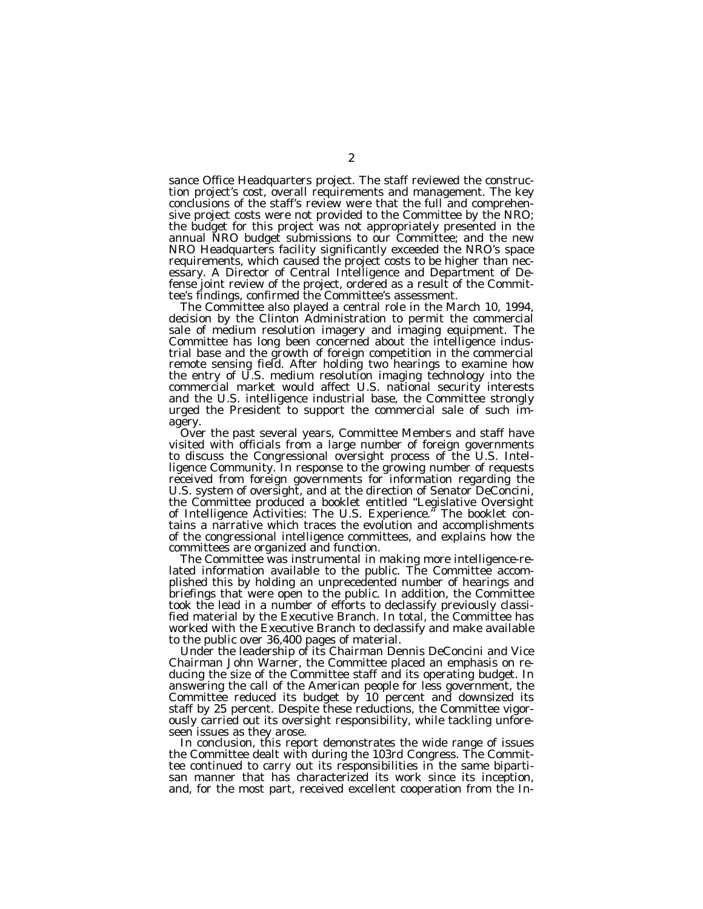sance Office Headquarters project. The staff reviewed the construction project's cost, overall requirements and management. The key conclusions of the staff's review were that the full and comprehensive project costs were not provided to the Committee by the NRO; the budget for this project was not appropriately presented in the annual NRO budget submissions to our Committee; and the new NRO Headquarters facility significantly exceeded the NRO's space requirements, which caused the project costs to be higher than necessary. A Director of Central Intelligence and Department of Defense joint review of the project, ordered as a result of the Committee's findings, confirmed the Committee's assessment.

The Committee also played a central role in the March 10, 1994, decision by the Clinton Administration to permit the commercial sale of medium resolution imagery and imaging equipment. The Committee has long been concerned about the intelligence industrial base and the growth of foreign competition in the commercial remote sensing field. After holding two hearings to examine how the entry of U.S. medium resolution imaging technology into the commercial market would affect U.S. national security interests and the U.S. intelligence industrial base, the Committee strongly urged the President to support the commercial sale of such imagery.

Over the past several years, Committee Members and staff have visited with officials from a large number of foreign governments to discuss the Congressional oversight process of the U.S. Intelligence Community. In response to the growing number of requests received from foreign governments for information regarding the U.S. system of oversight, and at the direction of Senator DeConcini, the Committee produced a booklet entitled "Legislative Oversight of Intelligence Activities: The U.S. Experience." The booklet contains a narrative which traces the evolution and accomplishments of the congressional intelligence committees, and explains how the committees are organized and function.

The Committee was instrumental in making more intelligence-related information available to the public. The Committee accomplished this by holding an unprecedented number of hearings and briefings that were open to the public. In addition, the Committee took the lead in a number of efforts to declassify previously classified material by the Executive Branch. In total, the Committee has worked with the Executive Branch to declassify and make available to the public over 36,400 pages of material.

Under the leadership of its Chairman Dennis DeConcini and Vice Chairman John Warner, the Committee placed an emphasis on reducing the size of the Committee staff and its operating budget. In answering the call of the American people for less government, the Committee reduced its budget by 10 percent and downsized its staff by 25 percent. Despite these reductions, the Committee vigorously carried out its oversight responsibility, while tackling unforeseen issues as they arose.

In conclusion, this report demonstrates the wide range of issues the Committee dealt with during the 103rd Congress. The Committee continued to carry out its responsibilities in the same bipartisan manner that has characterized its work since its inception, and, for the most part, received excellent cooperation from the In-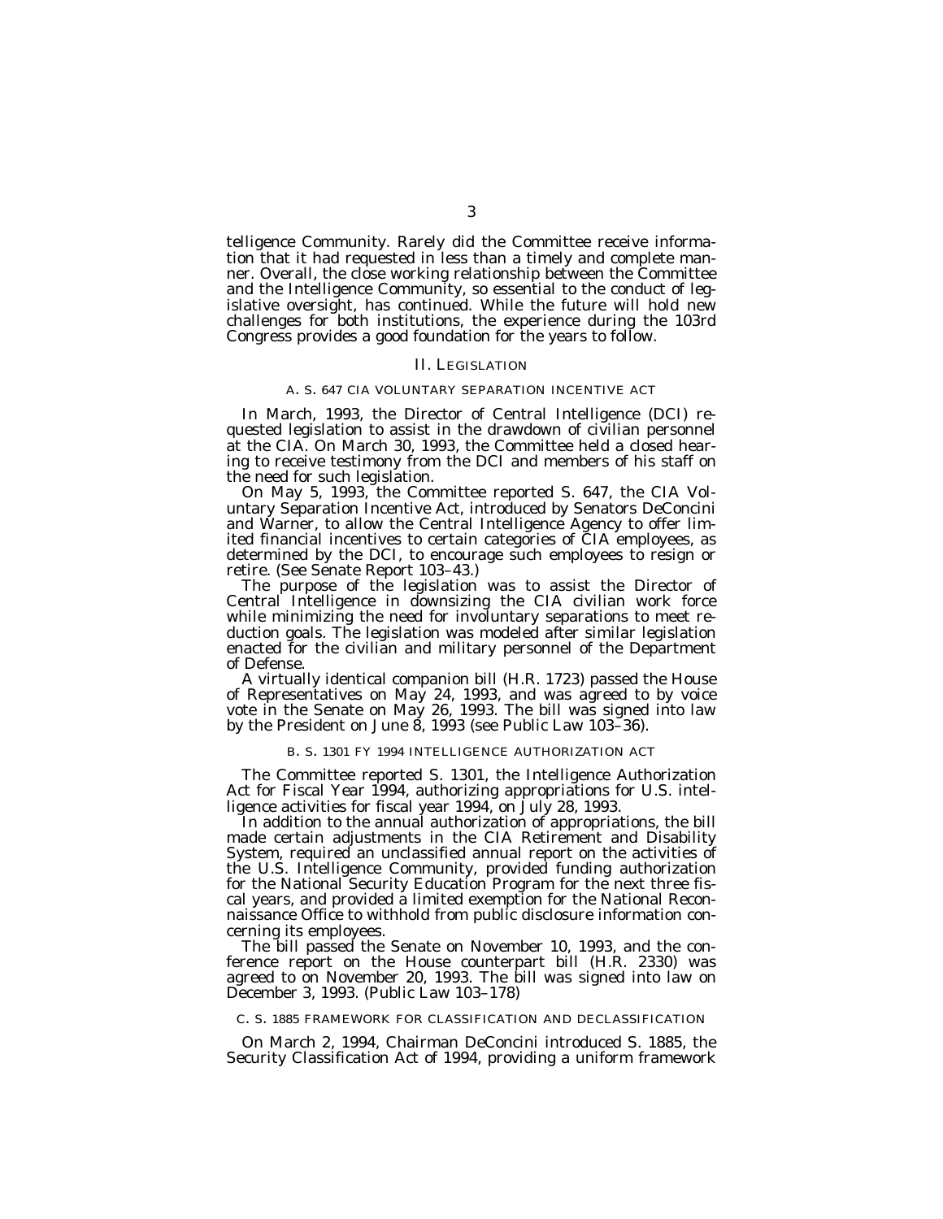telligence Community. Rarely did the Committee receive information that it had requested in less than a timely and complete manner. Overall, the close working relationship between the Committee and the Intelligence Community, so essential to the conduct of legislative oversight, has continued. While the future will hold new challenges for both institutions, the experience during the 103rd Congress provides a good foundation for the years to follow.

## II. LEGISLATION

### A. S. 647 CIA VOLUNTARY SEPARATION INCENTIVE ACT

In March, 1993, the Director of Central Intelligence (DCI) requested legislation to assist in the drawdown of civilian personnel at the CIA. On March 30, 1993, the Committee held a closed hearing to receive testimony from the DCI and members of his staff on the need for such legislation.

On May 5, 1993, the Committee reported S. 647, the CIA Voluntary Separation Incentive Act, introduced by Senators DeConcini and Warner, to allow the Central Intelligence Agency to offer limited financial incentives to certain categories of CIA employees, as determined by the DCI, to encourage such employees to resign or retire. (See Senate Report 103–43.)

The purpose of the legislation was to assist the Director of Central Intelligence in downsizing the CIA civilian work force while minimizing the need for involuntary separations to meet reduction goals. The legislation was modeled after similar legislation enacted for the civilian and military personnel of the Department of Defense.

A virtually identical companion bill (H.R. 1723) passed the House of Representatives on May 24, 1993, and was agreed to by voice vote in the Senate on May 26, 1993. The bill was signed into law by the President on June 8, 1993 (see Public Law 103–36).

### B. S. 1301 FY 1994 INTELLIGENCE AUTHORIZATION ACT

The Committee reported S. 1301, the Intelligence Authorization Act for Fiscal Year 1994, authorizing appropriations for U.S. intelligence activities for fiscal year 1994, on July 28, 1993.

In addition to the annual authorization of appropriations, the bill made certain adjustments in the CIA Retirement and Disability System, required an unclassified annual report on the activities of the U.S. Intelligence Community, provided funding authorization for the National Security Education Program for the next three fiscal years, and provided a limited exemption for the National Reconnaissance Office to withhold from public disclosure information concerning its employees.

The bill passed the Senate on November 10, 1993, and the conference report on the House counterpart bill (H.R. 2330) was agreed to on November 20, 1993. The bill was signed into law on December 3, 1993. (Public Law 103–178)

### C. S. 1885 FRAMEWORK FOR CLASSIFICATION AND DECLASSIFICATION

On March 2, 1994, Chairman DeConcini introduced S. 1885, the Security Classification Act of 1994, providing a uniform framework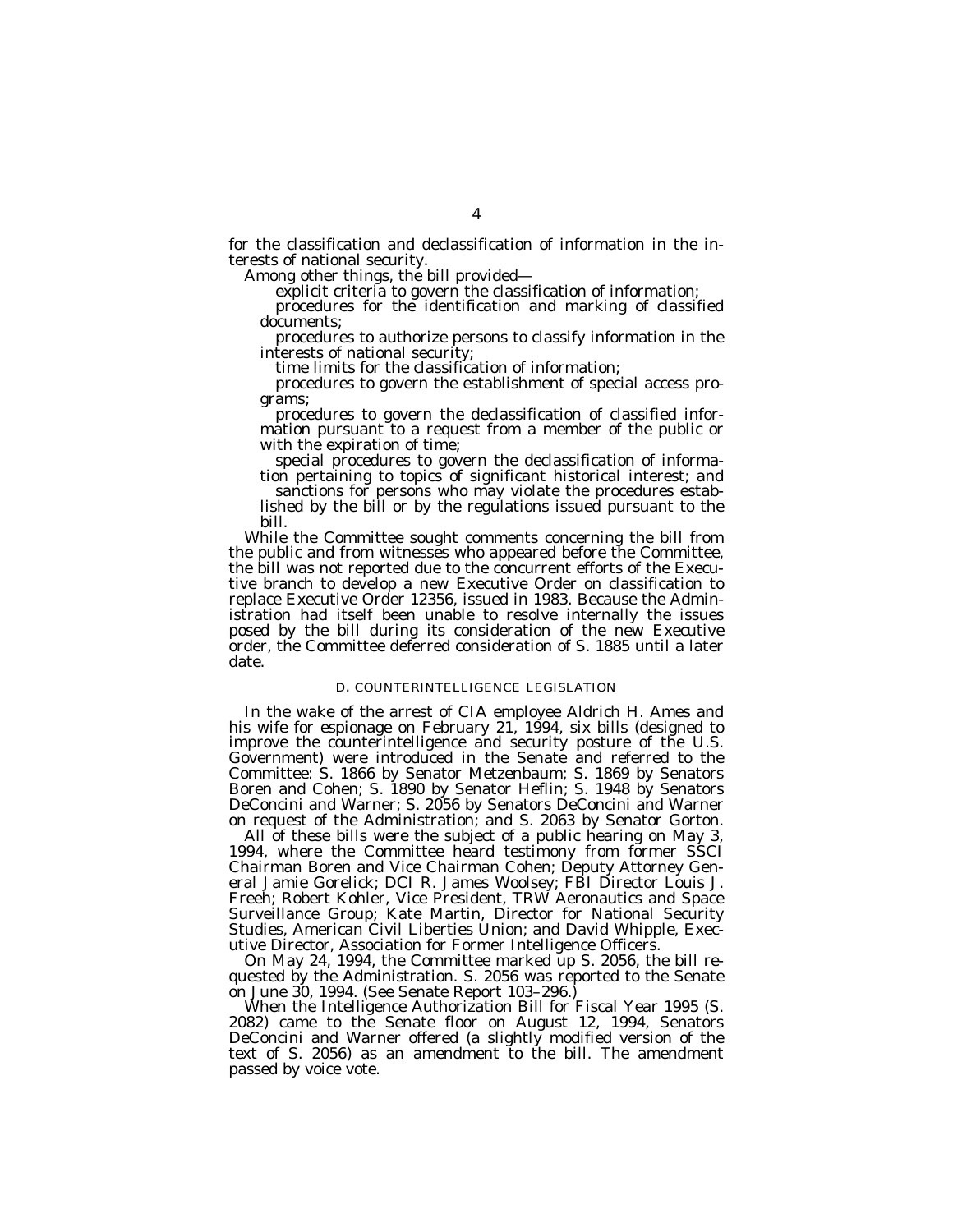for the classification and declassification of information in the interests of national security.

Among other things, the bill provided—

explicit criteria to govern the classification of information;

procedures for the identification and marking of classified documents;

procedures to authorize persons to classify information in the interests of national security;

time limits for the classification of information;

procedures to govern the establishment of special access programs;

procedures to govern the declassification of classified information pursuant to a request from a member of the public or with the expiration of time;

special procedures to govern the declassification of information pertaining to topics of significant historical interest; and

sanctions for persons who may violate the procedures established by the bill or by the regulations issued pursuant to the bill.

While the Committee sought comments concerning the bill from the public and from witnesses who appeared before the Committee, the bill was not reported due to the concurrent efforts of the Executive branch to develop a new Executive Order on classification to replace Executive Order 12356, issued in 1983. Because the Administration had itself been unable to resolve internally the issues posed by the bill during its consideration of the new Executive order, the Committee deferred consideration of S. 1885 until a later date.

### D. COUNTERINTELLIGENCE LEGISLATION

In the wake of the arrest of CIA employee Aldrich H. Ames and his wife for espionage on February 21, 1994, six bills (designed to improve the counterintelligence and security posture of the U.S. Government) were introduced in the Senate and referred to the Committee: S. 1866 by Senator Metzenbaum; S. 1869 by Senators Boren and Cohen; S. 1890 by Senator Heflin; S. 1948 by Senators DeConcini and Warner; S. 2056 by Senators DeConcini and Warner on request of the Administration; and S. 2063 by Senator Gorton.

All of these bills were the subject of a public hearing on May 3, 1994, where the Committee heard testimony from former SSCI Chairman Boren and Vice Chairman Cohen; Deputy Attorney General Jamie Gorelick; DCI R. James Woolsey; FBI Director Louis J. Freeh; Robert Kohler, Vice President, TRW Aeronautics and Space Surveillance Group; Kate Martin, Director for National Security Studies, American Civil Liberties Union; and David Whipple, Executive Director, Association for Former Intelligence Officers.

On May 24, 1994, the Committee marked up S. 2056, the bill requested by the Administration. S. 2056 was reported to the Senate on June 30, 1994. (See Senate Report 103–296.)

When the Intelligence Authorization Bill for Fiscal Year 1995 (S. 2082) came to the Senate floor on August 12, 1994, Senators DeConcini and Warner offered (a slightly modified version of the text of S. 2056) as an amendment to the bill. The amendment passed by voice vote.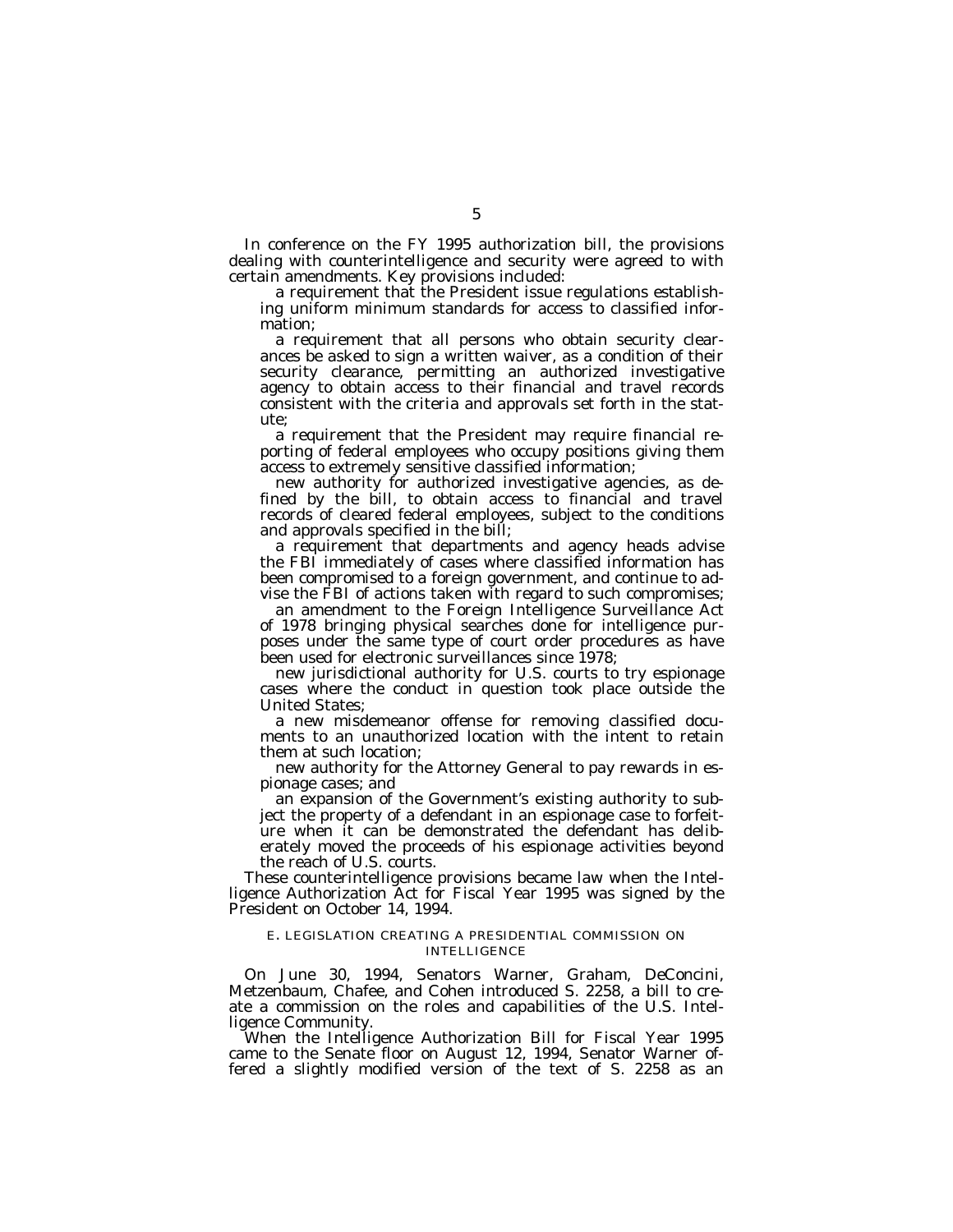In conference on the FY 1995 authorization bill, the provisions dealing with counterintelligence and security were agreed to with certain amendments. Key provisions included:

a requirement that the President issue regulations establishing uniform minimum standards for access to classified information;

a requirement that all persons who obtain security clearances be asked to sign a written waiver, as a condition of their security clearance, permitting an authorized investigative agency to obtain access to their financial and travel records consistent with the criteria and approvals set forth in the statute;

a requirement that the President may require financial reporting of federal employees who occupy positions giving them access to extremely sensitive classified information;

new authority for authorized investigative agencies, as defined by the bill, to obtain access to financial and travel records of cleared federal employees, subject to the conditions and approvals specified in the bill;

a requirement that departments and agency heads advise the FBI immediately of cases where classified information has been compromised to a foreign government, and continue to advise the FBI of actions taken with regard to such compromises;

an amendment to the Foreign Intelligence Surveillance Act of 1978 bringing physical searches done for intelligence purposes under the same type of court order procedures as have been used for electronic surveillances since 1978;

new jurisdictional authority for U.S. courts to try espionage cases where the conduct in question took place outside the United States;

a new misdemeanor offense for removing classified documents to an unauthorized location with the intent to retain them at such location;

new authority for the Attorney General to pay rewards in espionage cases; and

an expansion of the Government's existing authority to subject the property of a defendant in an espionage case to forfeiture when it can be demonstrated the defendant has deliberately moved the proceeds of his espionage activities beyond the reach of U.S. courts.

These counterintelligence provisions became law when the Intelligence Authorization Act for Fiscal Year 1995 was signed by the President on October 14, 1994.

### E. LEGISLATION CREATING A PRESIDENTIAL COMMISSION ON INTELLIGENCE

On June 30, 1994, Senators Warner, Graham, DeConcini, Metzenbaum, Chafee, and Cohen introduced S. 2258, a bill to create a commission on the roles and capabilities of the U.S. Intelligence Community.

When the Intelligence Authorization Bill for Fiscal Year 1995 came to the Senate floor on August 12, 1994, Senator Warner offered a slightly modified version of the text of S. 2258 as an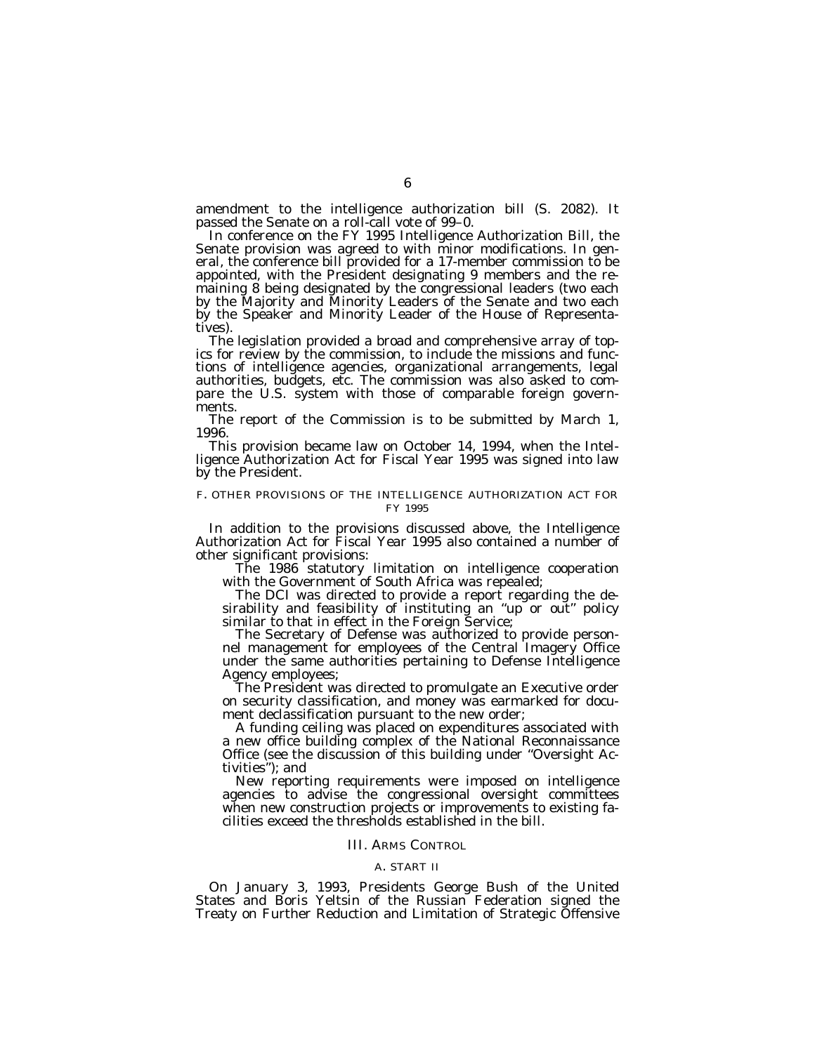amendment to the intelligence authorization bill (S. 2082). It passed the Senate on a roll-call vote of 99–0.

In conference on the FY 1995 Intelligence Authorization Bill, the Senate provision was agreed to with minor modifications. In general, the conference bill provided for a 17-member commission to be appointed, with the President designating 9 members and the remaining 8 being designated by the congressional leaders (two each by the Majority and Minority Leaders of the Senate and two each by the Speaker and Minority Leader of the House of Representatives).

The legislation provided a broad and comprehensive array of topics for review by the commission, to include the missions and functions of intelligence agencies, organizational arrangements, legal authorities, budgets, etc. The commission was also asked to compare the U.S. system with those of comparable foreign governments.

The report of the Commission is to be submitted by March 1, 1996.

This provision became law on October 14, 1994, when the Intelligence Authorization Act for Fiscal Year 1995 was signed into law by the President.

### F. OTHER PROVISIONS OF THE INTELLIGENCE AUTHORIZATION ACT FOR FY 1995

In addition to the provisions discussed above, the Intelligence Authorization Act for Fiscal Year 1995 also contained a number of other significant provisions:

The 1986 statutory limitation on intelligence cooperation with the Government of South Africa was repealed;

The DCI was directed to provide a report regarding the desirability and feasibility of instituting an "up or out" policy similar to that in effect in the Foreign Service;

The Secretary of Defense was authorized to provide personnel management for employees of the Central Imagery Office under the same authorities pertaining to Defense Intelligence Agency employees;

The President was directed to promulgate an Executive order on security classification, and money was earmarked for document declassification pursuant to the new order;

A funding ceiling was placed on expenditures associated with a new office building complex of the National Reconnaissance Office (see the discussion of this building under "Oversight Activities"); and

New reporting requirements were imposed on intelligence agencies to advise the congressional oversight committees when new construction projects or improvements to existing facilities exceed the thresholds established in the bill.

## III. ARMS CONTROL

### A. START II

On January 3, 1993, Presidents George Bush of the United States and Boris Yeltsin of the Russian Federation signed the Treaty on Further Reduction and Limitation of Strategic Offensive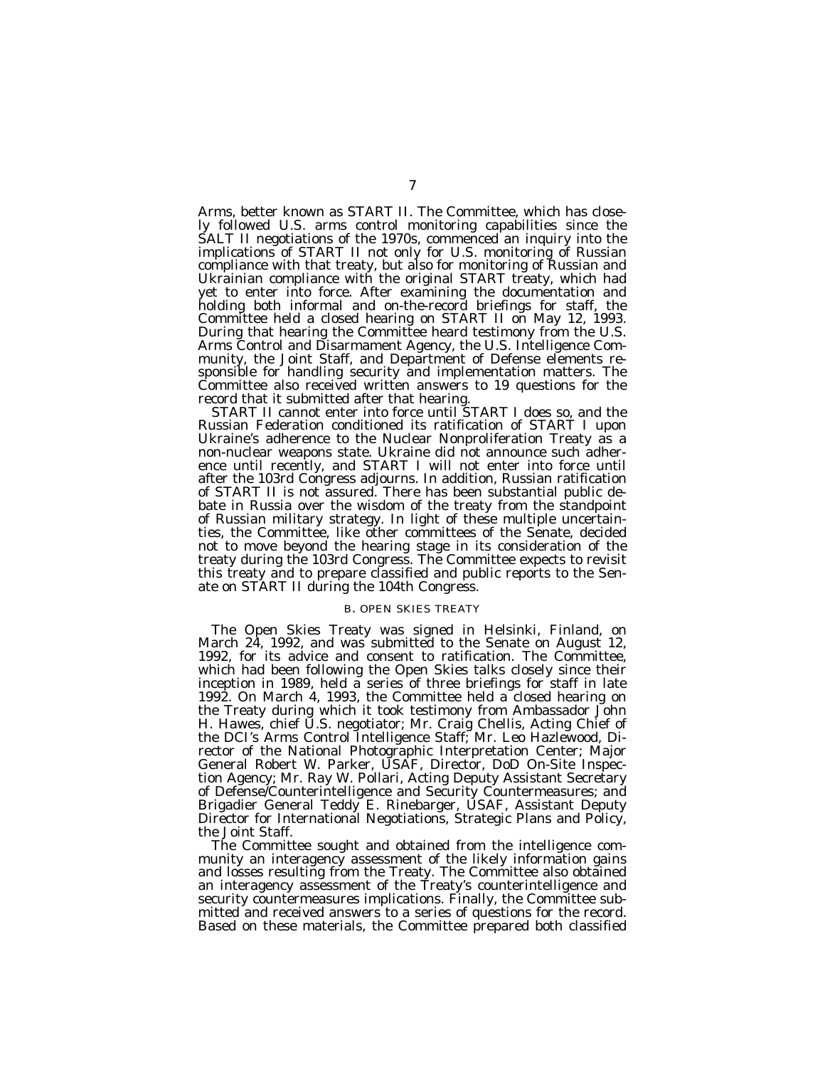Arms, better known as START II. The Committee, which has closely followed U.S. arms control monitoring capabilities since the SALT II negotiations of the 1970s, commenced an inquiry into the implications of START II not only for U.S. monitoring of Russian compliance with that treaty, but also for monitoring of Russian and Ukrainian compliance with the original START treaty, which had yet to enter into force. After examining the documentation and holding both informal and on-the-record briefings for staff, the Committee held a closed hearing on START II on May 12, 1993. During that hearing the Committee heard testimony from the U.S. Arms Control and Disarmament Agency, the U.S. Intelligence Community, the Joint Staff, and Department of Defense elements responsible for handling security and implementation matters. The Committee also received written answers to 19 questions for the record that it submitted after that hearing.

START II cannot enter into force until START I does so, and the Russian Federation conditioned its ratification of START I upon Ukraine's adherence to the Nuclear Nonproliferation Treaty as a non-nuclear weapons state. Ukraine did not announce such adherence until recently, and START I will not enter into force until after the 103rd Congress adjourns. In addition, Russian ratification of START II is not assured. There has been substantial public debate in Russia over the wisdom of the treaty from the standpoint of Russian military strategy. In light of these multiple uncertainties, the Committee, like other committees of the Senate, decided not to move beyond the hearing stage in its consideration of the treaty during the 103rd Congress. The Committee expects to revisit this treaty and to prepare classified and public reports to the Senate on START II during the 104th Congress.

### B. OPEN SKIES TREATY

The Open Skies Treaty was signed in Helsinki, Finland, on March 24, 1992, and was submitted to the Senate on August 12, 1992, for its advice and consent to ratification. The Committee, which had been following the Open Skies talks closely since their inception in 1989, held a series of three briefings for staff in late 1992. On March 4, 1993, the Committee held a closed hearing on the Treaty during which it took testimony from Ambassador John H. Hawes, chief U.S. negotiator; Mr. Craig Chellis, Acting Chief of the DCI's Arms Control Intelligence Staff; Mr. Leo Hazlewood, Director of the National Photographic Interpretation Center; Major General Robert W. Parker, USAF, Director, DoD On-Site Inspection Agency; Mr. Ray W. Pollari, Acting Deputy Assistant Secretary of Defense/Counterintelligence and Security Countermeasures; and Brigadier General Teddy E. Rinebarger, USAF, Assistant Deputy Director for International Negotiations, Strategic Plans and Policy, the Joint Staff.

The Committee sought and obtained from the intelligence community an interagency assessment of the likely information gains and losses resulting from the Treaty. The Committee also obtained an interagency assessment of the Treaty's counterintelligence and security countermeasures implications. Finally, the Committee submitted and received answers to a series of questions for the record. Based on these materials, the Committee prepared both classified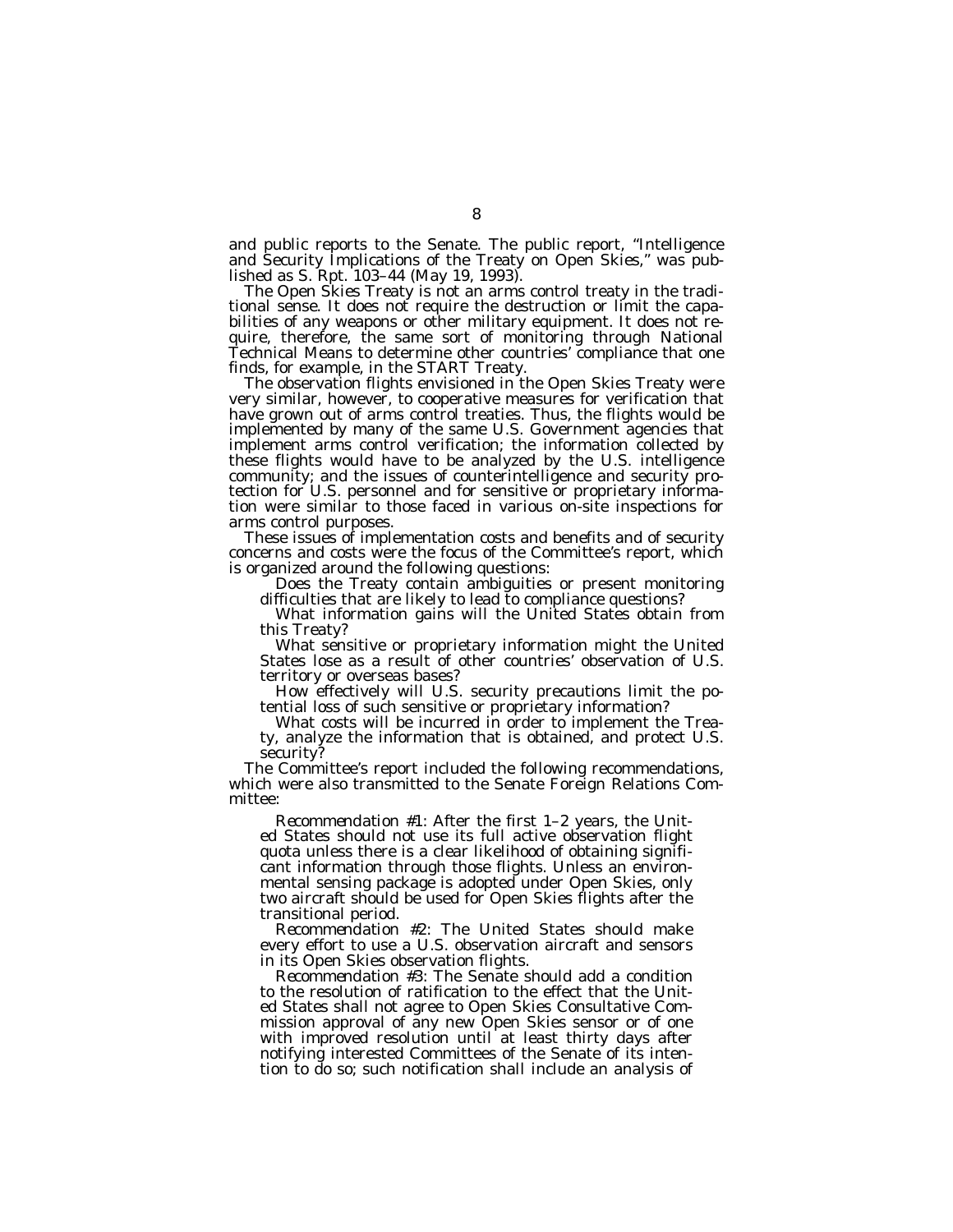and public reports to the Senate. The public report, "Intelligence and Security Implications of the Treaty on Open Skies," was published as S. Rpt. 103–44 (May 19, 1993).

The Open Skies Treaty is not an arms control treaty in the traditional sense. It does not require the destruction or limit the capabilities of any weapons or other military equipment. It does not require, therefore, the same sort of monitoring through National Technical Means to determine other countries' compliance that one finds, for example, in the START Treaty.

The observation flights envisioned in the Open Skies Treaty were very similar, however, to cooperative measures for verification that have grown out of arms control treaties. Thus, the flights would be implemented by many of the same U.S. Government agencies that implement arms control verification; the information collected by these flights would have to be analyzed by the U.S. intelligence community; and the issues of counterintelligence and security protection for U.S. personnel and for sensitive or proprietary information were similar to those faced in various on-site inspections for arms control purposes.

These issues of implementation costs and benefits and of security concerns and costs were the focus of the Committee's report, which is organized around the following questions:

Does the Treaty contain ambiguities or present monitoring difficulties that are likely to lead to compliance questions?

What information gains will the United States obtain from this Treaty?

What sensitive or proprietary information might the United States lose as a result of other countries' observation of U.S. territory or overseas bases?

How effectively will U.S. security precautions limit the potential loss of such sensitive or proprietary information?

What costs will be incurred in order to implement the Treaty, analyze the information that is obtained, and protect U.S. security?

The Committee's report included the following recommendations, which were also transmitted to the Senate Foreign Relations Committee:

*Recommendation #1*: After the first 1–2 years, the United States should not use its full active observation flight quota unless there is a clear likelihood of obtaining significant information through those flights. Unless an environmental sensing package is adopted under Open Skies, only two aircraft should be used for Open Skies flights after the transitional period.

*Recommendation #2*: The United States should make every effort to use a U.S. observation aircraft and sensors in its Open Skies observation flights.

*Recommendation #3*: The Senate should add a condition to the resolution of ratification to the effect that the United States shall not agree to Open Skies Consultative Commission approval of any new Open Skies sensor or of one with improved resolution until at least thirty days after notifying interested Committees of the Senate of its intention to do so; such notification shall include an analysis of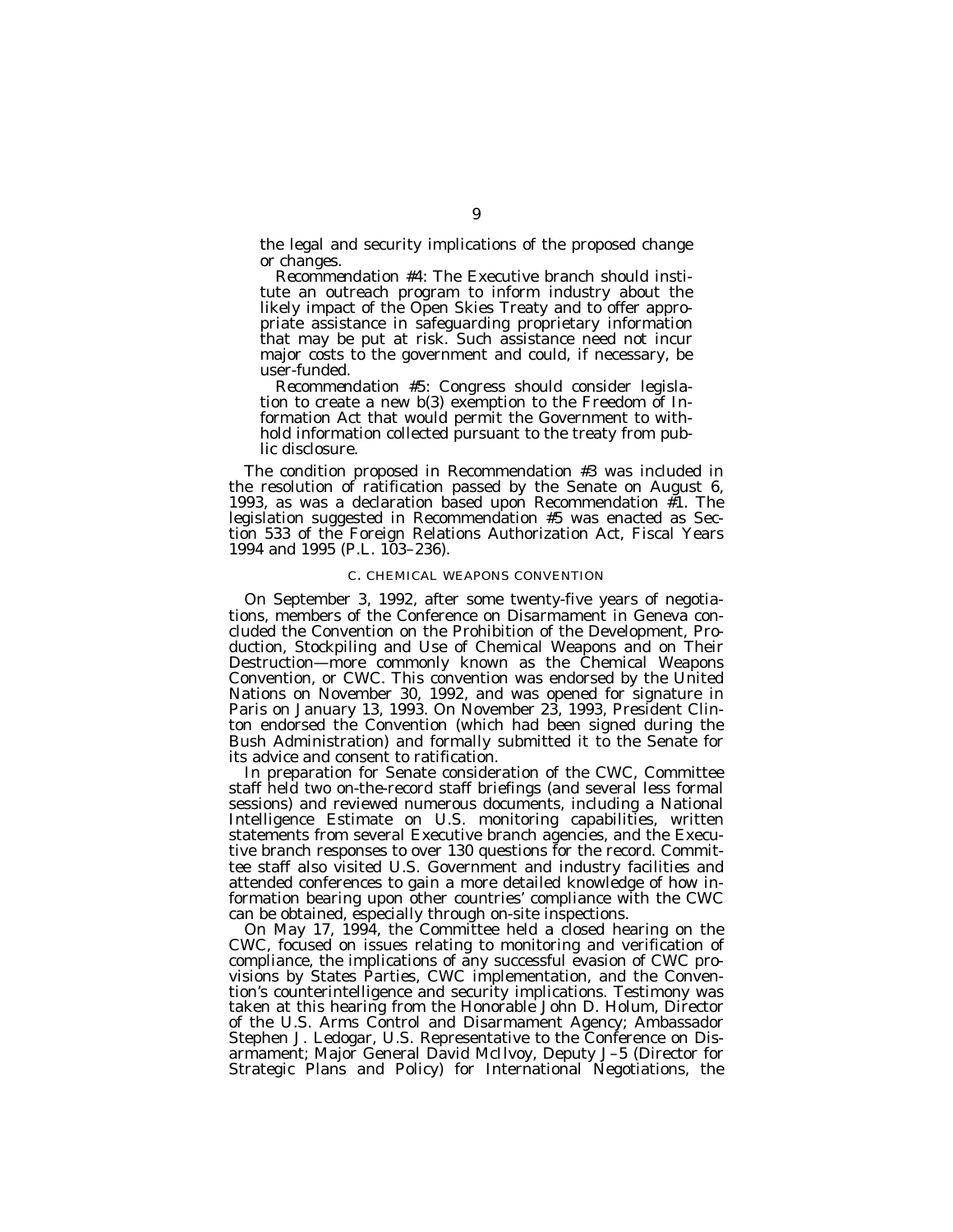the legal and security implications of the proposed change or changes.

*Recommendation #4*: The Executive branch should institute an outreach program to inform industry about the likely impact of the Open Skies Treaty and to offer appropriate assistance in safeguarding proprietary information that may be put at risk. Such assistance need not incur major costs to the government and could, if necessary, be user-funded.

*Recommendation #5*: Congress should consider legislation to create a new b(3) exemption to the Freedom of Information Act that would permit the Government to withhold information collected pursuant to the treaty from public disclosure.

The condition proposed in Recommendation #3 was included in the resolution of ratification passed by the Senate on August 6, 1993, as was a declaration based upon Recommendation #1. The legislation suggested in Recommendation #5 was enacted as Section 533 of the Foreign Relations Authorization Act, Fiscal Years 1994 and 1995 (P.L. 103–236).

### C. CHEMICAL WEAPONS CONVENTION

On September 3, 1992, after some twenty-five years of negotiations, members of the Conference on Disarmament in Geneva concluded the Convention on the Prohibition of the Development, Production, Stockpiling and Use of Chemical Weapons and on Their Destruction—more commonly known as the Chemical Weapons Convention, or CWC. This convention was endorsed by the United Nations on November 30, 1992, and was opened for signature in Paris on January 13, 1993. On November 23, 1993, President Clinton endorsed the Convention (which had been signed during the Bush Administration) and formally submitted it to the Senate for its advice and consent to ratification.

In preparation for Senate consideration of the CWC, Committee staff held two on-the-record staff briefings (and several less formal sessions) and reviewed numerous documents, including a National Intelligence Estimate on U.S. monitoring capabilities, written statements from several Executive branch agencies, and the Executive branch responses to over 130 questions for the record. Committee staff also visited U.S. Government and industry facilities and attended conferences to gain a more detailed knowledge of how information bearing upon other countries' compliance with the CWC can be obtained, especially through on-site inspections.

On May 17, 1994, the Committee held a closed hearing on the CWC, focused on issues relating to monitoring and verification of compliance, the implications of any successful evasion of CWC provisions by States Parties, CWC implementation, and the Convention's counterintelligence and security implications. Testimony was taken at this hearing from the Honorable John D. Holum, Director of the U.S. Arms Control and Disarmament Agency; Ambassador Stephen J. Ledogar, U.S. Representative to the Conference on Disarmament; Major General David McIlvoy, Deputy J–5 (Director for Strategic Plans and Policy) for International Negotiations, the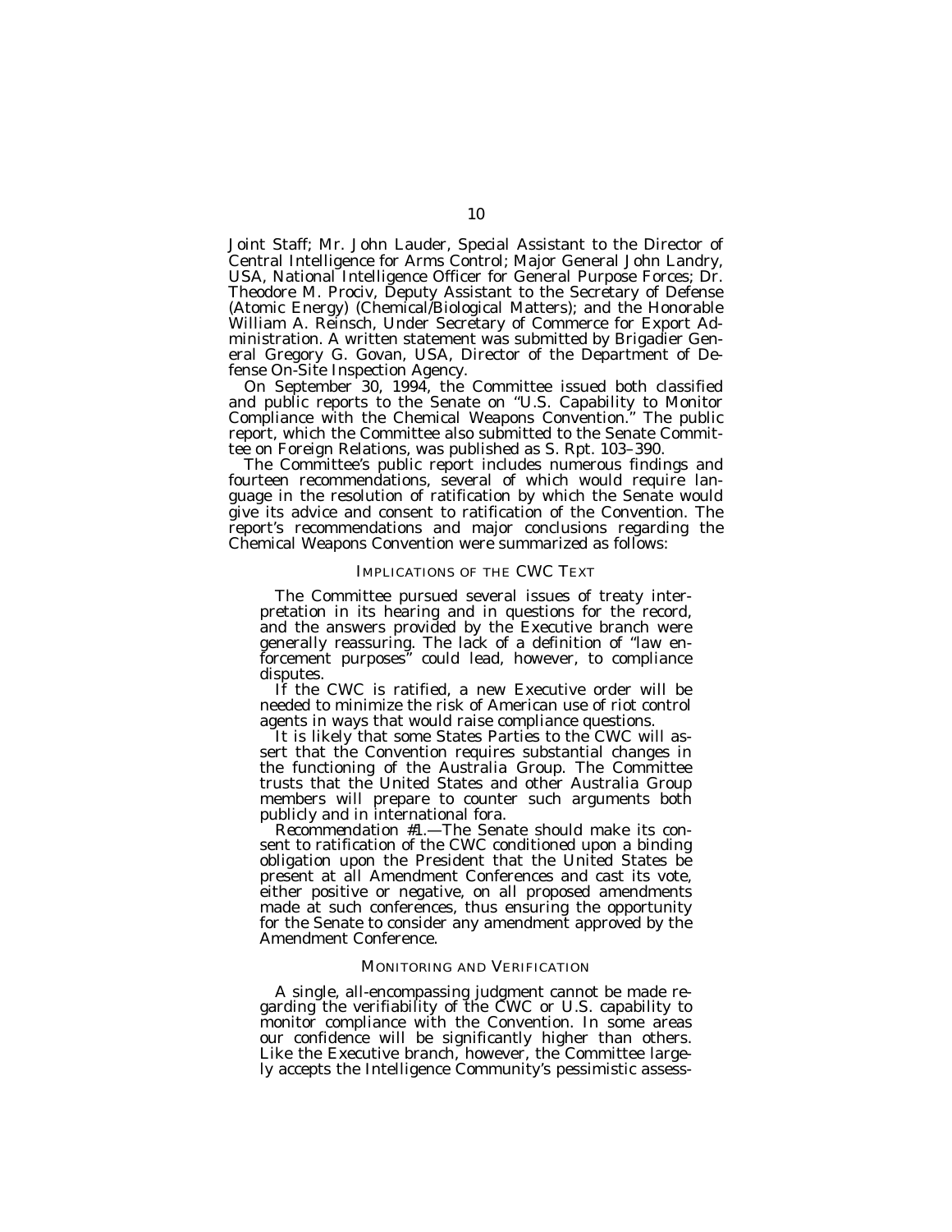Joint Staff; Mr. John Lauder, Special Assistant to the Director of Central Intelligence for Arms Control; Major General John Landry, USA, National Intelligence Officer for General Purpose Forces; Dr. Theodore M. Prociv, Deputy Assistant to the Secretary of Defense (Atomic Energy) (Chemical/Biological Matters); and the Honorable William A. Reinsch, Under Secretary of Commerce for Export Administration. A written statement was submitted by Brigadier General Gregory G. Govan, USA, Director of the Department of Defense On-Site Inspection Agency.

On September 30, 1994, the Committee issued both classified and public reports to the Senate on "U.S. Capability to Monitor Compliance with the Chemical Weapons Convention." The public report, which the Committee also submitted to the Senate Committee on Foreign Relations, was published as S. Rpt. 103–390.

The Committee's public report includes numerous findings and fourteen recommendations, several of which would require language in the resolution of ratification by which the Senate would give its advice and consent to ratification of the Convention. The report's recommendations and major conclusions regarding the Chemical Weapons Convention were summarized as follows:

### IMPLICATIONS OF THE CWC TEXT

> The Committee pursued several issues of treaty interpretation in its hearing and in questions for the record, and the answers provided by the Executive branch were generally reassuring. The lack of a definition of "law enforcement purposes" could lead, however, to compliance disputes.
>
> If the CWC is ratified, a new Executive order will be needed to minimize the risk of American use of riot control agents in ways that would raise compliance questions.
>
> It is likely that some States Parties to the CWC will assert that the Convention requires substantial changes in the functioning of the Australia Group. The Committee trusts that the United States and other Australia Group members will prepare to counter such arguments both publicly and in international fora.
>
> *Recommendation #1.*—The Senate should make its consent to ratification of the CWC conditioned upon a binding obligation upon the President that the United States be present at all Amendment Conferences and cast its vote, either positive or negative, on all proposed amendments made at such conferences, thus ensuring the opportunity for the Senate to consider any amendment approved by the Amendment Conference.

### MONITORING AND VERIFICATION

> A single, all-encompassing judgment cannot be made regarding the verifiability of the CWC or U.S. capability to monitor compliance with the Convention. In some areas our confidence will be significantly higher than others. Like the Executive branch, however, the Committee largely accepts the Intelligence Community's pessimistic assess-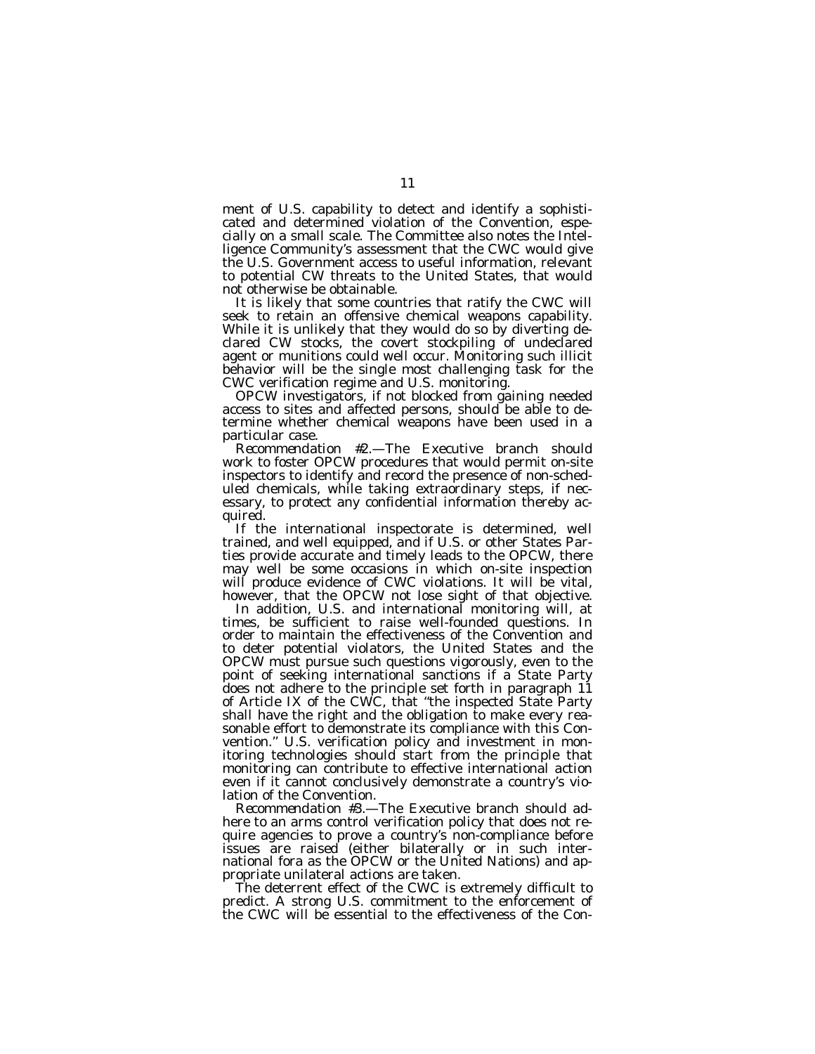ment of U.S. capability to detect and identify a sophisticated and determined violation of the Convention, especially on a small scale. The Committee also notes the Intelligence Community's assessment that the CWC would give the U.S. Government access to useful information, relevant to potential CW threats to the United States, that would not otherwise be obtainable.

It is likely that some countries that ratify the CWC will seek to retain an offensive chemical weapons capability. While it is unlikely that they would do so by diverting declared CW stocks, the covert stockpiling of undeclared agent or munitions could well occur. Monitoring such illicit behavior will be the single most challenging task for the CWC verification regime and U.S. monitoring.

OPCW investigators, if not blocked from gaining needed access to sites and affected persons, should be able to determine whether chemical weapons have been used in a particular case.

*Recommendation #2.*—The Executive branch should work to foster OPCW procedures that would permit on-site inspectors to identify and record the presence of non-scheduled chemicals, while taking extraordinary steps, if necessary, to protect any confidential information thereby acquired.

If the international inspectorate is determined, well trained, and well equipped, and if U.S. or other States Parties provide accurate and timely leads to the OPCW, there may well be some occasions in which on-site inspection will produce evidence of CWC violations. It will be vital, however, that the OPCW not lose sight of that objective.

In addition, U.S. and international monitoring will, at times, be sufficient to raise well-founded questions. In order to maintain the effectiveness of the Convention and to deter potential violators, the United States and the OPCW must pursue such questions vigorously, even to the point of seeking international sanctions if a State Party does not adhere to the principle set forth in paragraph 11 of Article IX of the CWC, that "the inspected State Party shall have the right and the obligation to make every reasonable effort to demonstrate its compliance with this Convention." U.S. verification policy and investment in monitoring technologies should start from the principle that monitoring can contribute to effective international action even if it cannot conclusively demonstrate a country's violation of the Convention.

*Recommendation #3.*—The Executive branch should adhere to an arms control verification policy that does not require agencies to prove a country's non-compliance before issues are raised (either bilaterally or in such international fora as the OPCW or the United Nations) and appropriate unilateral actions are taken.

The deterrent effect of the CWC is extremely difficult to predict. A strong U.S. commitment to the enforcement of the CWC will be essential to the effectiveness of the Con-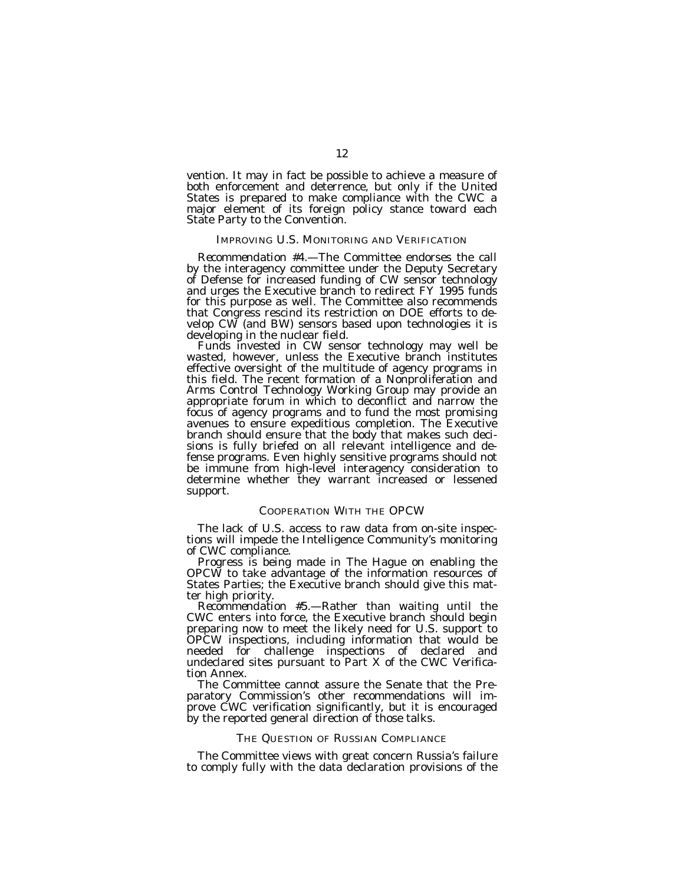vention. It may in fact be possible to achieve a measure of both enforcement and deterrence, but only if the United States is prepared to make compliance with the CWC a major element of its foreign policy stance toward each State Party to the Convention.

## IMPROVING U.S. MONITORING AND VERIFICATION

*Recommendation #4.*—The Committee endorses the call by the interagency committee under the Deputy Secretary of Defense for increased funding of CW sensor technology and urges the Executive branch to redirect FY 1995 funds for this purpose as well. The Committee also recommends that Congress rescind its restriction on DOE efforts to develop CW (and BW) sensors based upon technologies it is developing in the nuclear field.

Funds invested in CW sensor technology may well be wasted, however, unless the Executive branch institutes effective oversight of the multitude of agency programs in this field. The recent formation of a Nonproliferation and Arms Control Technology Working Group may provide an appropriate forum in which to deconflict and narrow the focus of agency programs and to fund the most promising avenues to ensure expeditious completion. The Executive branch should ensure that the body that makes such decisions is fully briefed on all relevant intelligence and defense programs. Even highly sensitive programs should not be immune from high-level interagency consideration to determine whether they warrant increased or lessened support.

## COOPERATION WITH THE OPCW

The lack of U.S. access to raw data from on-site inspections will impede the Intelligence Community's monitoring of CWC compliance.

Progress is being made in The Hague on enabling the OPCW to take advantage of the information resources of States Parties; the Executive branch should give this matter high priority.

*Recommendation #5.*—Rather than waiting until the CWC enters into force, the Executive branch should begin preparing now to meet the likely need for U.S. support to OPCW inspections, including information that would be needed for challenge inspections of declared and undeclared sites pursuant to Part X of the CWC Verification Annex.

The Committee cannot assure the Senate that the Preparatory Commission's other recommendations will improve CWC verification significantly, but it is encouraged by the reported general direction of those talks.

## THE QUESTION OF RUSSIAN COMPLIANCE

The Committee views with great concern Russia's failure to comply fully with the data declaration provisions of the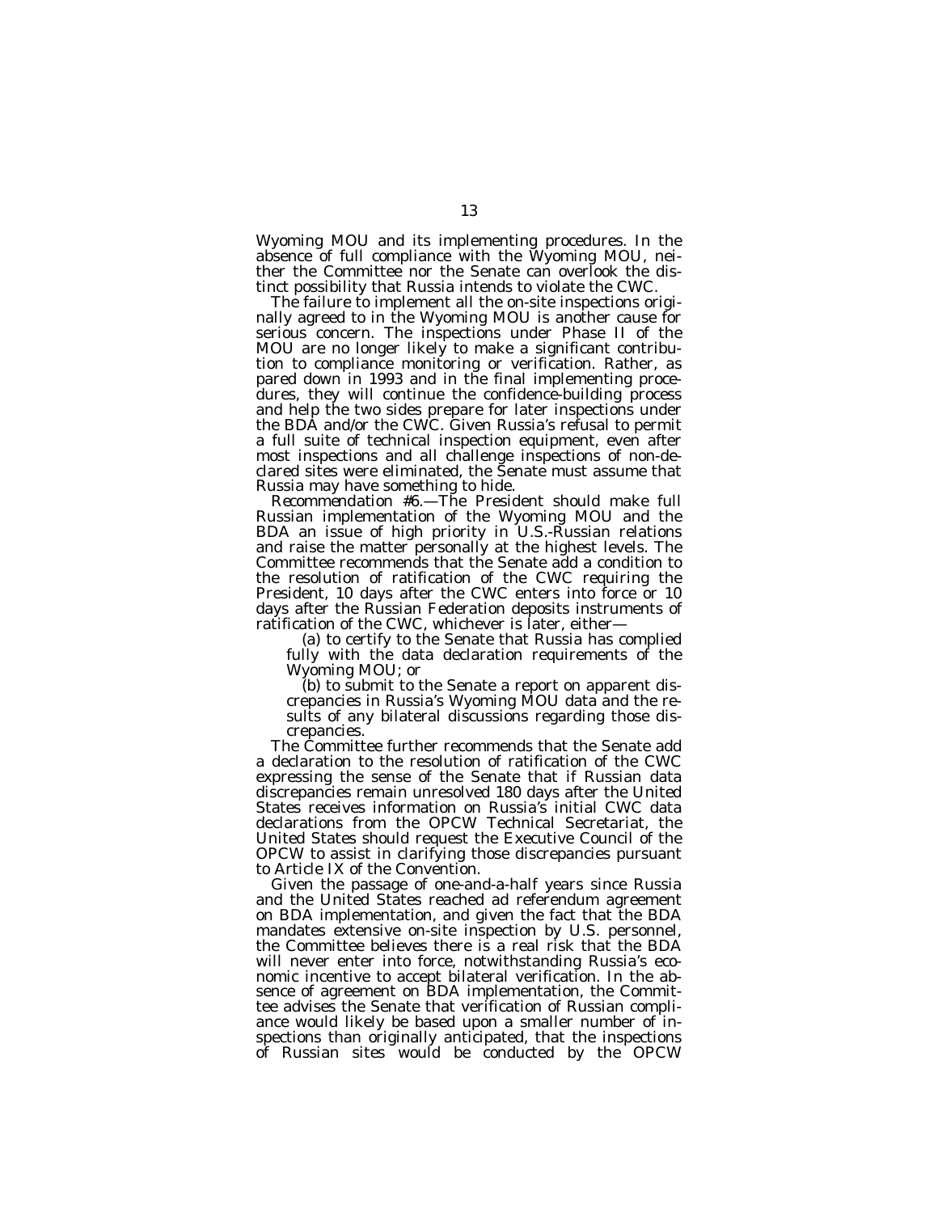Wyoming MOU and its implementing procedures. In the absence of full compliance with the Wyoming MOU, neither the Committee nor the Senate can overlook the distinct possibility that Russia intends to violate the CWC.

The failure to implement all the on-site inspections originally agreed to in the Wyoming MOU is another cause for serious concern. The inspections under Phase II of the MOU are no longer likely to make a significant contribution to compliance monitoring or verification. Rather, as pared down in 1993 and in the final implementing procedures, they will continue the confidence-building process and help the two sides prepare for later inspections under the BDA and/or the CWC. Given Russia's refusal to permit a full suite of technical inspection equipment, even after most inspections and all challenge inspections of non-declared sites were eliminated, the Senate must assume that Russia may have something to hide.

*Recommendation #6.*—The President should make full Russian implementation of the Wyoming MOU and the BDA an issue of high priority in U.S.-Russian relations and raise the matter personally at the highest levels. The Committee recommends that the Senate add a condition to the resolution of ratification of the CWC requiring the President, 10 days after the CWC enters into force or 10 days after the Russian Federation deposits instruments of ratification of the CWC, whichever is later, either—

(a) to certify to the Senate that Russia has complied fully with the data declaration requirements of the Wyoming MOU; or

(b) to submit to the Senate a report on apparent discrepancies in Russia's Wyoming MOU data and the results of any bilateral discussions regarding those discrepancies.

The Committee further recommends that the Senate add a declaration to the resolution of ratification of the CWC expressing the sense of the Senate that if Russian data discrepancies remain unresolved 180 days after the United States receives information on Russia's initial CWC data declarations from the OPCW Technical Secretariat, the United States should request the Executive Council of the OPCW to assist in clarifying those discrepancies pursuant to Article IX of the Convention.

Given the passage of one-and-a-half years since Russia and the United States reached ad referendum agreement on BDA implementation, and given the fact that the BDA mandates extensive on-site inspection by U.S. personnel, the Committee believes there is a real risk that the BDA will never enter into force, notwithstanding Russia's economic incentive to accept bilateral verification. In the absence of agreement on BDA implementation, the Committee advises the Senate that verification of Russian compliance would likely be based upon a smaller number of inspections than originally anticipated, that the inspections of Russian sites would be conducted by the OPCW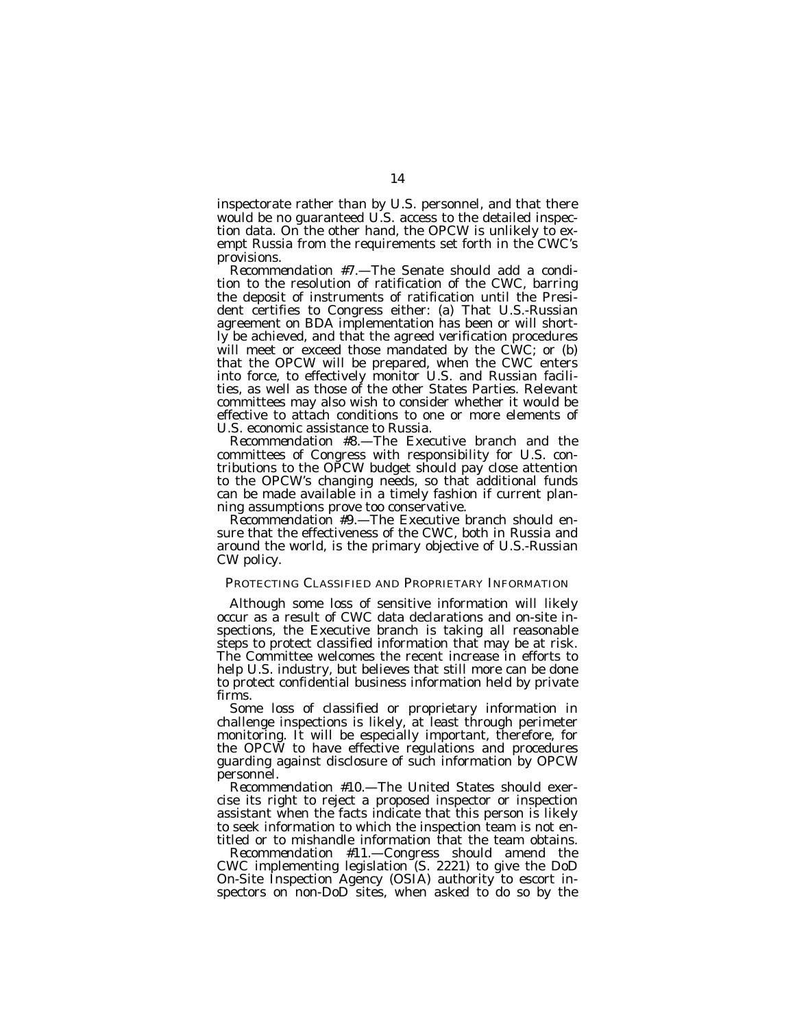inspectorate rather than by U.S. personnel, and that there would be no guaranteed U.S. access to the detailed inspection data. On the other hand, the OPCW is unlikely to exempt Russia from the requirements set forth in the CWC's provisions.

*Recommendation #7.*—The Senate should add a condition to the resolution of ratification of the CWC, barring the deposit of instruments of ratification until the President certifies to Congress either: (a) That U.S.-Russian agreement on BDA implementation has been or will shortly be achieved, and that the agreed verification procedures will meet or exceed those mandated by the CWC; or (b) that the OPCW will be prepared, when the CWC enters into force, to effectively monitor U.S. and Russian facilities, as well as those of the other States Parties. Relevant committees may also wish to consider whether it would be effective to attach conditions to one or more elements of U.S. economic assistance to Russia.

*Recommendation #8.*—The Executive branch and the committees of Congress with responsibility for U.S. contributions to the OPCW budget should pay close attention to the OPCW's changing needs, so that additional funds can be made available in a timely fashion if current planning assumptions prove too conservative.

*Recommendation #9.*—The Executive branch should ensure that the effectiveness of the CWC, both in Russia and around the world, is the primary objective of U.S.-Russian CW policy.

## PROTECTING CLASSIFIED AND PROPRIETARY INFORMATION

Although some loss of sensitive information will likely occur as a result of CWC data declarations and on-site inspections, the Executive branch is taking all reasonable steps to protect classified information that may be at risk. The Committee welcomes the recent increase in efforts to help U.S. industry, but believes that still more can be done to protect confidential business information held by private firms.

Some loss of classified or proprietary information in challenge inspections is likely, at least through perimeter monitoring. It will be especially important, therefore, for the OPCW to have effective regulations and procedures guarding against disclosure of such information by OPCW personnel.

*Recommendation #10.*—The United States should exercise its right to reject a proposed inspector or inspection assistant when the facts indicate that this person is likely to seek information to which the inspection team is not entitled or to mishandle information that the team obtains.

*Recommendation #11.*—Congress should amend the CWC implementing legislation (S. 2221) to give the DoD On-Site Inspection Agency (OSIA) authority to escort inspectors on non-DoD sites, when asked to do so by the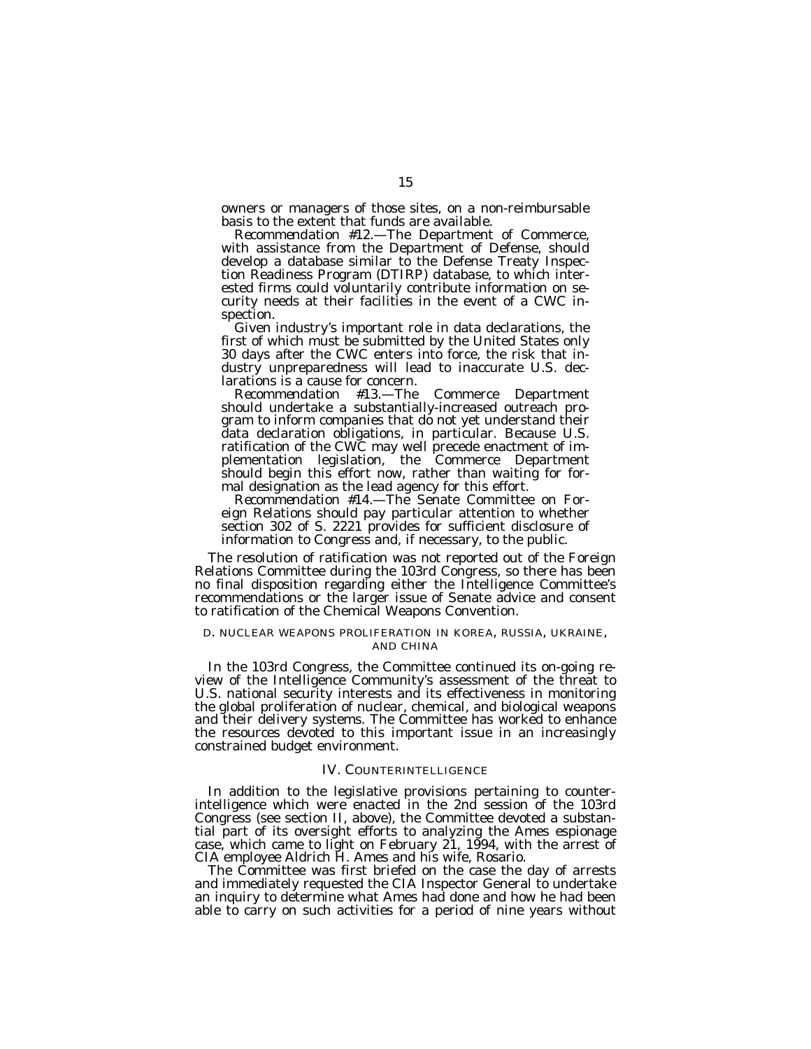owners or managers of those sites, on a non-reimbursable basis to the extent that funds are available.

*Recommendation #12.*—The Department of Commerce, with assistance from the Department of Defense, should develop a database similar to the Defense Treaty Inspection Readiness Program (DTIRP) database, to which interested firms could voluntarily contribute information on security needs at their facilities in the event of a CWC inspection.

Given industry's important role in data declarations, the first of which must be submitted by the United States only 30 days after the CWC enters into force, the risk that industry unpreparedness will lead to inaccurate U.S. declarations is a cause for concern.

*Recommendation #13.*—The Commerce Department should undertake a substantially-increased outreach program to inform companies that do not yet understand their data declaration obligations, in particular. Because U.S. ratification of the CWC may well precede enactment of implementation legislation, the Commerce Department should begin this effort now, rather than waiting for formal designation as the lead agency for this effort.

*Recommendation #14.*—The Senate Committee on Foreign Relations should pay particular attention to whether section 302 of S. 2221 provides for sufficient disclosure of information to Congress and, if necessary, to the public.

The resolution of ratification was not reported out of the Foreign Relations Committee during the 103rd Congress, so there has been no final disposition regarding either the Intelligence Committee's recommendations or the larger issue of Senate advice and consent to ratification of the Chemical Weapons Convention.

### D. Nuclear Weapons Proliferation in Korea, Russia, Ukraine, and China

In the 103rd Congress, the Committee continued its on-going review of the Intelligence Community's assessment of the threat to U.S. national security interests and its effectiveness in monitoring the global proliferation of nuclear, chemical, and biological weapons and their delivery systems. The Committee has worked to enhance the resources devoted to this important issue in an increasingly constrained budget environment.

## IV. Counterintelligence

In addition to the legislative provisions pertaining to counterintelligence which were enacted in the 2nd session of the 103rd Congress (see section II, above), the Committee devoted a substantial part of its oversight efforts to analyzing the Ames espionage case, which came to light on February 21, 1994, with the arrest of CIA employee Aldrich H. Ames and his wife, Rosario.

The Committee was first briefed on the case the day of arrests and immediately requested the CIA Inspector General to undertake an inquiry to determine what Ames had done and how he had been able to carry on such activities for a period of nine years without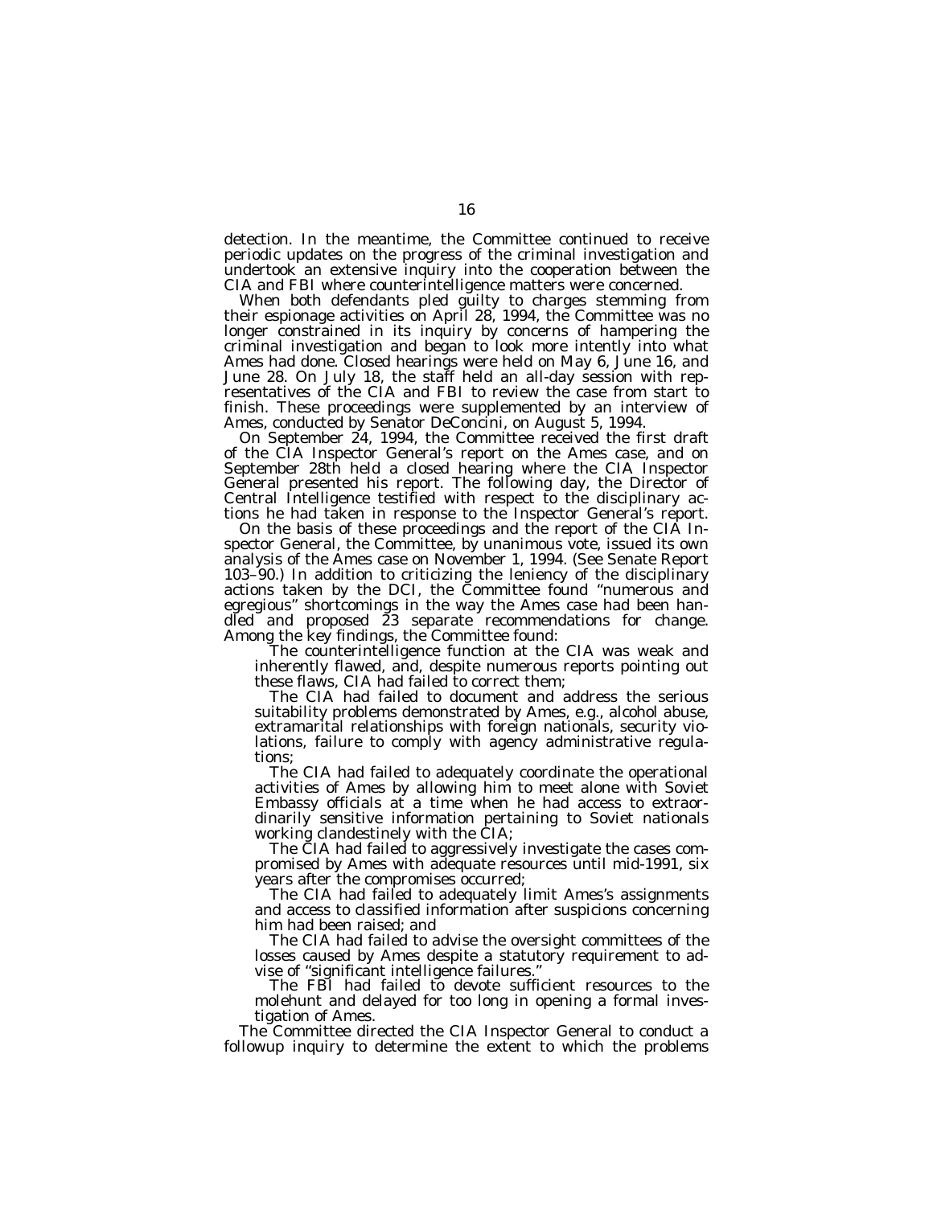detection. In the meantime, the Committee continued to receive periodic updates on the progress of the criminal investigation and undertook an extensive inquiry into the cooperation between the CIA and FBI where counterintelligence matters were concerned.

When both defendants pled guilty to charges stemming from their espionage activities on April 28, 1994, the Committee was no longer constrained in its inquiry by concerns of hampering the criminal investigation and began to look more intently into what Ames had done. Closed hearings were held on May 6, June 16, and June 28. On July 18, the staff held an all-day session with representatives of the CIA and FBI to review the case from start to finish. These proceedings were supplemented by an interview of Ames, conducted by Senator DeConcini, on August 5, 1994.

On September 24, 1994, the Committee received the first draft of the CIA Inspector General's report on the Ames case, and on September 28th held a closed hearing where the CIA Inspector General presented his report. The following day, the Director of Central Intelligence testified with respect to the disciplinary actions he had taken in response to the Inspector General's report.

On the basis of these proceedings and the report of the CIA Inspector General, the Committee, by unanimous vote, issued its own analysis of the Ames case on November 1, 1994. (See Senate Report 103–90.) In addition to criticizing the leniency of the disciplinary actions taken by the DCI, the Committee found "numerous and egregious" shortcomings in the way the Ames case had been handled and proposed 23 separate recommendations for change. Among the key findings, the Committee found:

> The counterintelligence function at the CIA was weak and inherently flawed, and, despite numerous reports pointing out these flaws, CIA had failed to correct them;
>
> The CIA had failed to document and address the serious suitability problems demonstrated by Ames, e.g., alcohol abuse, extramarital relationships with foreign nationals, security violations, failure to comply with agency administrative regulations;
>
> The CIA had failed to adequately coordinate the operational activities of Ames by allowing him to meet alone with Soviet Embassy officials at a time when he had access to extraordinarily sensitive information pertaining to Soviet nationals working clandestinely with the CIA;
>
> The CIA had failed to aggressively investigate the cases compromised by Ames with adequate resources until mid-1991, six years after the compromises occurred;
>
> The CIA had failed to adequately limit Ames's assignments and access to classified information after suspicions concerning him had been raised; and
>
> The CIA had failed to advise the oversight committees of the losses caused by Ames despite a statutory requirement to advise of "significant intelligence failures."
>
> The FBI had failed to devote sufficient resources to the molehunt and delayed for too long in opening a formal investigation of Ames.

The Committee directed the CIA Inspector General to conduct a followup inquiry to determine the extent to which the problems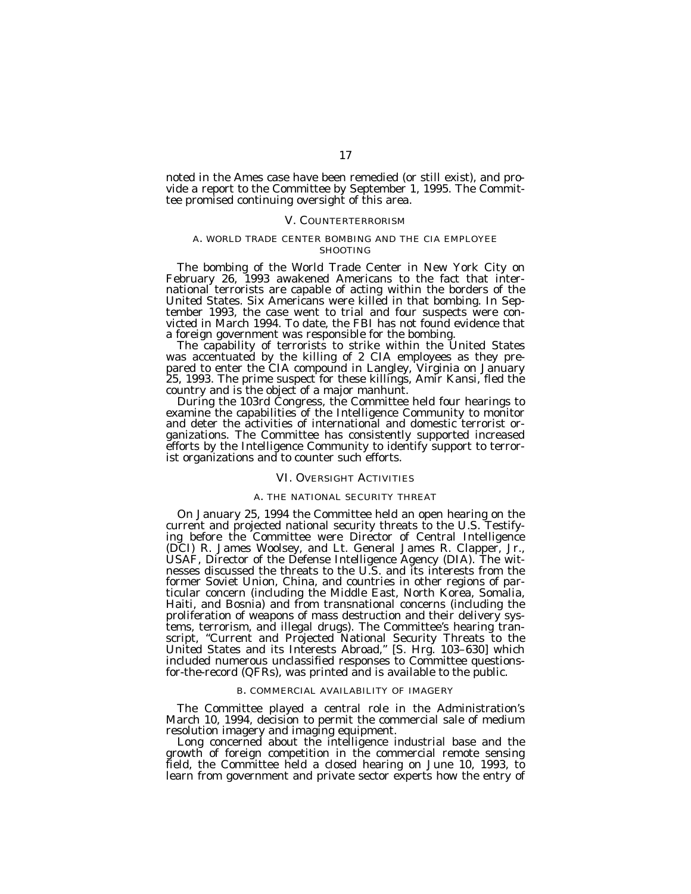noted in the Ames case have been remedied (or still exist), and provide a report to the Committee by September 1, 1995. The Committee promised continuing oversight of this area.

## V. COUNTERTERRORISM

### A. WORLD TRADE CENTER BOMBING AND THE CIA EMPLOYEE SHOOTING

The bombing of the World Trade Center in New York City on February 26, 1993 awakened Americans to the fact that international terrorists are capable of acting within the borders of the United States. Six Americans were killed in that bombing. In September 1993, the case went to trial and four suspects were convicted in March 1994. To date, the FBI has not found evidence that a foreign government was responsible for the bombing.

The capability of terrorists to strike within the United States was accentuated by the killing of 2 CIA employees as they prepared to enter the CIA compound in Langley, Virginia on January 25, 1993. The prime suspect for these killings, Amir Kansi, fled the country and is the object of a major manhunt.

During the 103rd Congress, the Committee held four hearings to examine the capabilities of the Intelligence Community to monitor and deter the activities of international and domestic terrorist organizations. The Committee has consistently supported increased efforts by the Intelligence Community to identify support to terrorist organizations and to counter such efforts.

## VI. OVERSIGHT ACTIVITIES

### A. THE NATIONAL SECURITY THREAT

On January 25, 1994 the Committee held an open hearing on the current and projected national security threats to the U.S. Testifying before the Committee were Director of Central Intelligence (DCI) R. James Woolsey, and Lt. General James R. Clapper, Jr., USAF, Director of the Defense Intelligence Agency (DIA). The witnesses discussed the threats to the U.S. and its interests from the former Soviet Union, China, and countries in other regions of particular concern (including the Middle East, North Korea, Somalia, Haiti, and Bosnia) and from transnational concerns (including the proliferation of weapons of mass destruction and their delivery systems, terrorism, and illegal drugs). The Committee's hearing transcript, "Current and Projected National Security Threats to the United States and its Interests Abroad," [S. Hrg. 103–630] which included numerous unclassified responses to Committee questions-for-the-record (QFRs), was printed and is available to the public.

### B. COMMERCIAL AVAILABILITY OF IMAGERY

The Committee played a central role in the Administration's March 10, 1994, decision to permit the commercial sale of medium resolution imagery and imaging equipment.

Long concerned about the intelligence industrial base and the growth of foreign competition in the commercial remote sensing field, the Committee held a closed hearing on June 10, 1993, to learn from government and private sector experts how the entry of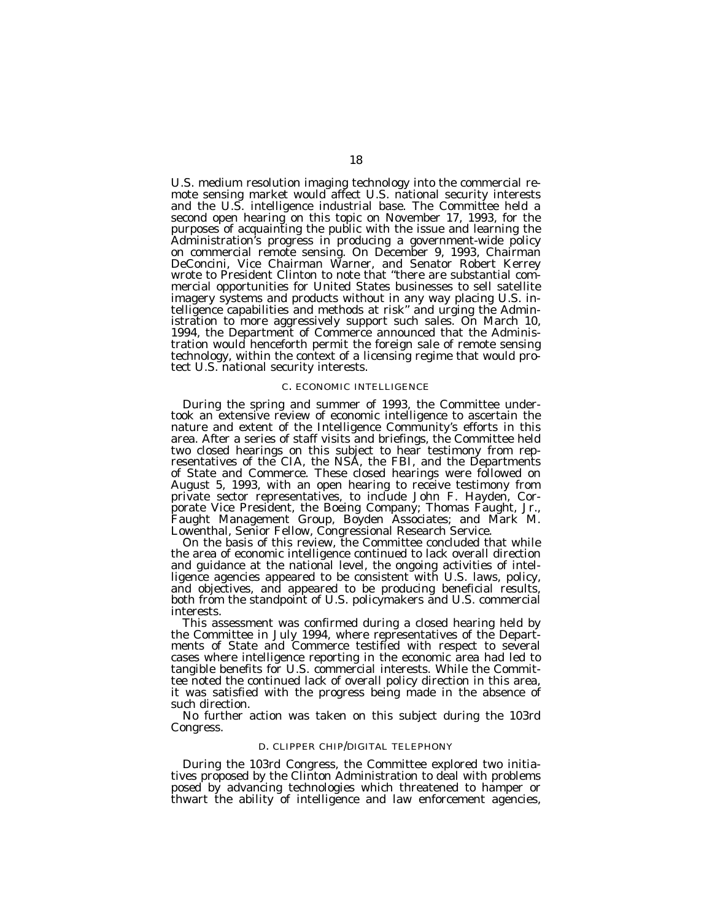U.S. medium resolution imaging technology into the commercial remote sensing market would affect U.S. national security interests and the U.S. intelligence industrial base. The Committee held a second open hearing on this topic on November 17, 1993, for the purposes of acquainting the public with the issue and learning the Administration's progress in producing a government-wide policy on commercial remote sensing. On December 9, 1993, Chairman DeConcini, Vice Chairman Warner, and Senator Robert Kerrey wrote to President Clinton to note that "there are substantial commercial opportunities for United States businesses to sell satellite imagery systems and products without in any way placing U.S. intelligence capabilities and methods at risk" and urging the Administration to more aggressively support such sales. On March 10, 1994, the Department of Commerce announced that the Administration would henceforth permit the foreign sale of remote sensing technology, within the context of a licensing regime that would protect U.S. national security interests.

### C. ECONOMIC INTELLIGENCE

During the spring and summer of 1993, the Committee undertook an extensive review of economic intelligence to ascertain the nature and extent of the Intelligence Community's efforts in this area. After a series of staff visits and briefings, the Committee held two closed hearings on this subject to hear testimony from representatives of the CIA, the NSA, the FBI, and the Departments of State and Commerce. These closed hearings were followed on August 5, 1993, with an open hearing to receive testimony from private sector representatives, to include John F. Hayden, Corporate Vice President, the Boeing Company; Thomas Faught, Jr., Faught Management Group, Boyden Associates; and Mark M. Lowenthal, Senior Fellow, Congressional Research Service.

On the basis of this review, the Committee concluded that while the area of economic intelligence continued to lack overall direction and guidance at the national level, the ongoing activities of intelligence agencies appeared to be consistent with U.S. laws, policy, and objectives, and appeared to be producing beneficial results, both from the standpoint of U.S. policymakers and U.S. commercial interests.

This assessment was confirmed during a closed hearing held by the Committee in July 1994, where representatives of the Departments of State and Commerce testified with respect to several cases where intelligence reporting in the economic area had led to tangible benefits for U.S. commercial interests. While the Committee noted the continued lack of overall policy direction in this area, it was satisfied with the progress being made in the absence of such direction.

No further action was taken on this subject during the 103rd Congress.

### D. CLIPPER CHIP/DIGITAL TELEPHONY

During the 103rd Congress, the Committee explored two initiatives proposed by the Clinton Administration to deal with problems posed by advancing technologies which threatened to hamper or thwart the ability of intelligence and law enforcement agencies,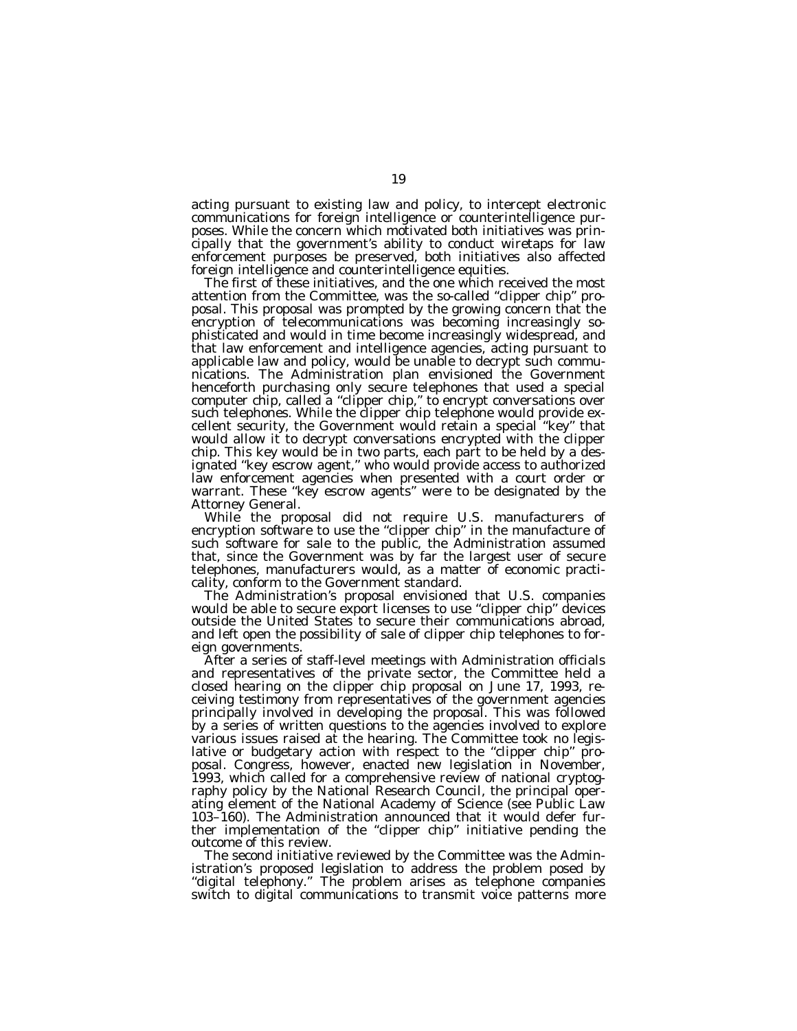acting pursuant to existing law and policy, to intercept electronic communications for foreign intelligence or counterintelligence purposes. While the concern which motivated both initiatives was principally that the government's ability to conduct wiretaps for law enforcement purposes be preserved, both initiatives also affected foreign intelligence and counterintelligence equities.

The first of these initiatives, and the one which received the most attention from the Committee, was the so-called "clipper chip" proposal. This proposal was prompted by the growing concern that the encryption of telecommunications was becoming increasingly sophisticated and would in time become increasingly widespread, and that law enforcement and intelligence agencies, acting pursuant to applicable law and policy, would be unable to decrypt such communications. The Administration plan envisioned the Government henceforth purchasing only secure telephones that used a special computer chip, called a "clipper chip," to encrypt conversations over such telephones. While the clipper chip telephone would provide excellent security, the Government would retain a special "key" that would allow it to decrypt conversations encrypted with the clipper chip. This key would be in two parts, each part to be held by a designated "key escrow agent," who would provide access to authorized law enforcement agencies when presented with a court order or warrant. These "key escrow agents" were to be designated by the Attorney General.

While the proposal did not require U.S. manufacturers of encryption software to use the "clipper chip" in the manufacture of such software for sale to the public, the Administration assumed that, since the Government was by far the largest user of secure telephones, manufacturers would, as a matter of economic practicality, conform to the Government standard.

The Administration's proposal envisioned that U.S. companies would be able to secure export licenses to use "clipper chip" devices outside the United States to secure their communications abroad, and left open the possibility of sale of clipper chip telephones to foreign governments.

After a series of staff-level meetings with Administration officials and representatives of the private sector, the Committee held a closed hearing on the clipper chip proposal on June 17, 1993, receiving testimony from representatives of the government agencies principally involved in developing the proposal. This was followed by a series of written questions to the agencies involved to explore various issues raised at the hearing. The Committee took no legislative or budgetary action with respect to the "clipper chip" proposal. Congress, however, enacted new legislation in November, 1993, which called for a comprehensive review of national cryptography policy by the National Research Council, the principal operating element of the National Academy of Science (see Public Law 103–160). The Administration announced that it would defer further implementation of the "clipper chip" initiative pending the outcome of this review.

The second initiative reviewed by the Committee was the Administration's proposed legislation to address the problem posed by "digital telephony." The problem arises as telephone companies switch to digital communications to transmit voice patterns more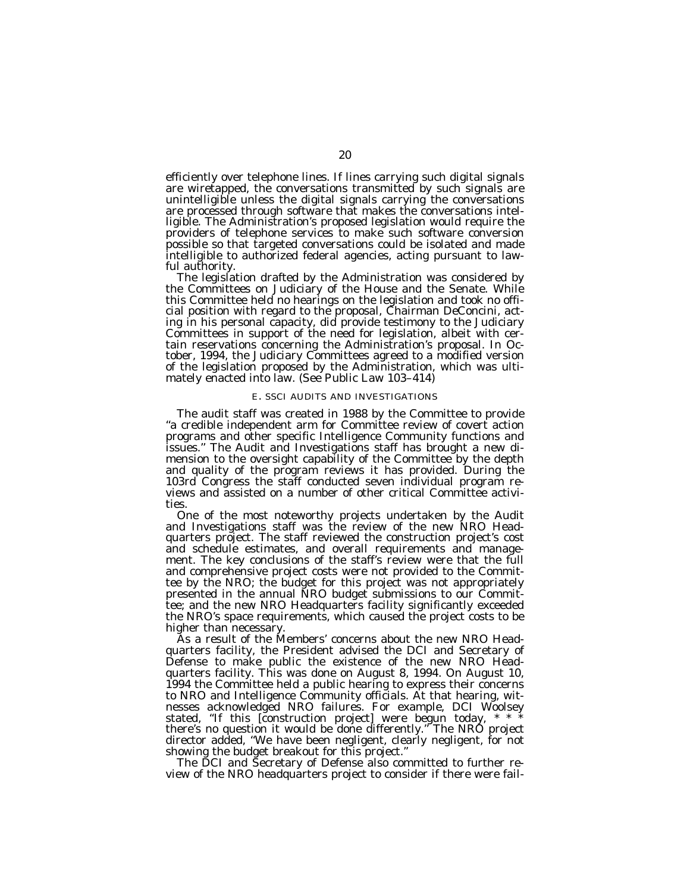efficiently over telephone lines. If lines carrying such digital signals are wiretapped, the conversations transmitted by such signals are unintelligible unless the digital signals carrying the conversations are processed through software that makes the conversations intelligible. The Administration's proposed legislation would require the providers of telephone services to make such software conversion possible so that targeted conversations could be isolated and made intelligible to authorized federal agencies, acting pursuant to lawful authority.

The legislation drafted by the Administration was considered by the Committees on Judiciary of the House and the Senate. While this Committee held no hearings on the legislation and took no official position with regard to the proposal, Chairman DeConcini, acting in his personal capacity, did provide testimony to the Judiciary Committees in support of the need for legislation, albeit with certain reservations concerning the Administration's proposal. In October, 1994, the Judiciary Committees agreed to a modified version of the legislation proposed by the Administration, which was ultimately enacted into law. (See Public Law 103–414)

### E. SSCI AUDITS AND INVESTIGATIONS

The audit staff was created in 1988 by the Committee to provide "a credible independent arm for Committee review of covert action programs and other specific Intelligence Community functions and issues." The Audit and Investigations staff has brought a new dimension to the oversight capability of the Committee by the depth and quality of the program reviews it has provided. During the 103rd Congress the staff conducted seven individual program reviews and assisted on a number of other critical Committee activities.

One of the most noteworthy projects undertaken by the Audit and Investigations staff was the review of the new NRO Headquarters project. The staff reviewed the construction project's cost and schedule estimates, and overall requirements and management. The key conclusions of the staff's review were that the full and comprehensive project costs were not provided to the Committee by the NRO; the budget for this project was not appropriately presented in the annual NRO budget submissions to our Committee; and the new NRO Headquarters facility significantly exceeded the NRO's space requirements, which caused the project costs to be higher than necessary.

As a result of the Members' concerns about the new NRO Headquarters facility, the President advised the DCI and Secretary of Defense to make public the existence of the new NRO Headquarters facility. This was done on August 8, 1994. On August 10, 1994 the Committee held a public hearing to express their concerns to NRO and Intelligence Community officials. At that hearing, witnesses acknowledged NRO failures. For example, DCI Woolsey stated, "If this [construction project] were begun today, * * * there's no question it would be done differently." The NRO project director added, "We have been negligent, clearly negligent, for not showing the budget breakout for this project."

The DCI and Secretary of Defense also committed to further review of the NRO headquarters project to consider if there were fail-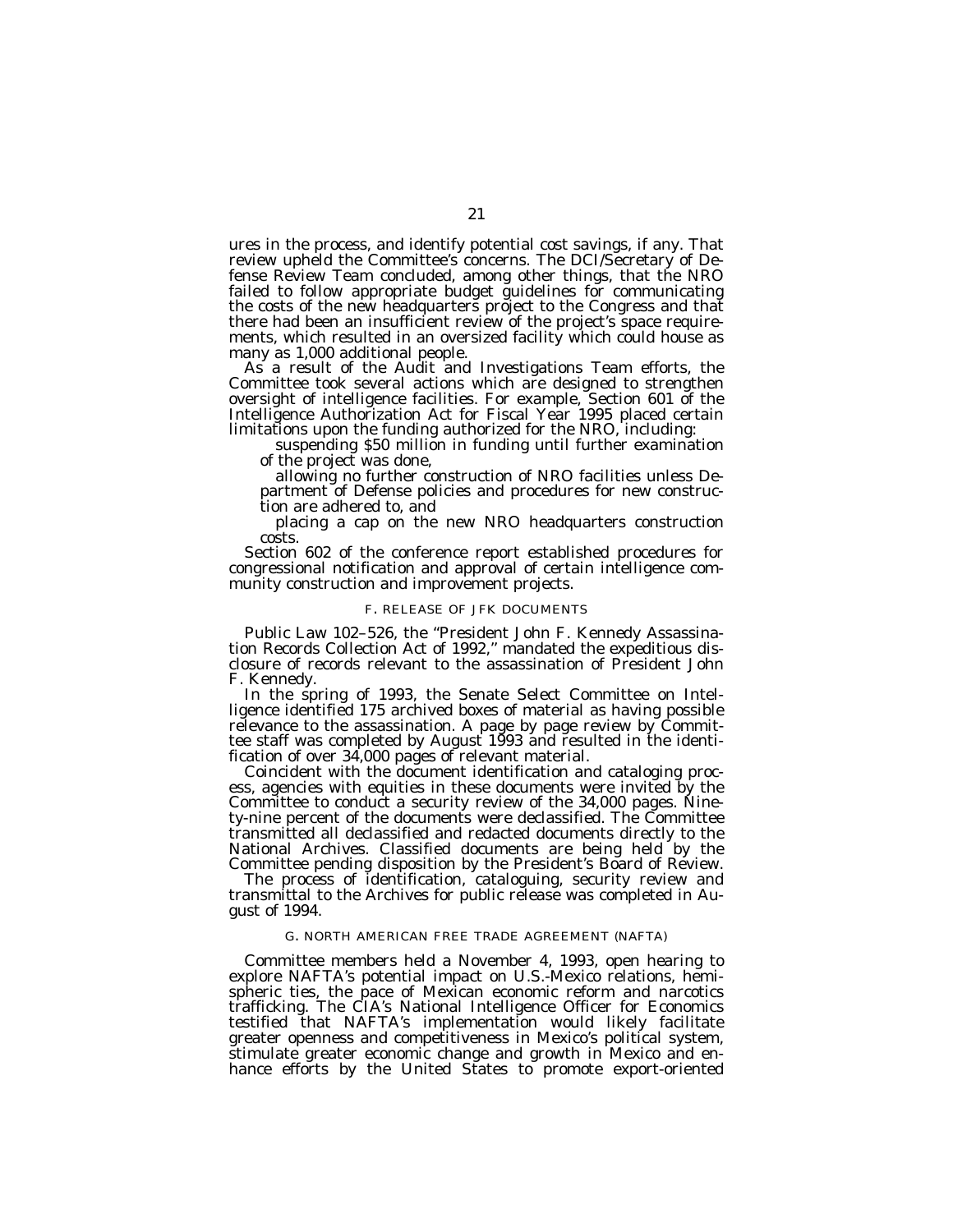ures in the process, and identify potential cost savings, if any. That review upheld the Committee's concerns. The DCI/Secretary of Defense Review Team concluded, among other things, that the NRO failed to follow appropriate budget guidelines for communicating the costs of the new headquarters project to the Congress and that there had been an insufficient review of the project's space requirements, which resulted in an oversized facility which could house as many as 1,000 additional people.

As a result of the Audit and Investigations Team efforts, the Committee took several actions which are designed to strengthen oversight of intelligence facilities. For example, Section 601 of the Intelligence Authorization Act for Fiscal Year 1995 placed certain limitations upon the funding authorized for the NRO, including:

suspending $50 million in funding until further examination of the project was done,

allowing no further construction of NRO facilities unless Department of Defense policies and procedures for new construction are adhered to, and

placing a cap on the new NRO headquarters construction costs.

Section 602 of the conference report established procedures for congressional notification and approval of certain intelligence community construction and improvement projects.

### F. RELEASE OF JFK DOCUMENTS

Public Law 102–526, the "President John F. Kennedy Assassination Records Collection Act of 1992," mandated the expeditious disclosure of records relevant to the assassination of President John F. Kennedy.

In the spring of 1993, the Senate Select Committee on Intelligence identified 175 archived boxes of material as having possible relevance to the assassination. A page by page review by Committee staff was completed by August 1993 and resulted in the identification of over 34,000 pages of relevant material.

Coincident with the document identification and cataloging process, agencies with equities in these documents were invited by the Committee to conduct a security review of the 34,000 pages. Ninety-nine percent of the documents were declassified. The Committee transmitted all declassified and redacted documents directly to the National Archives. Classified documents are being held by the Committee pending disposition by the President's Board of Review.

The process of identification, cataloguing, security review and transmittal to the Archives for public release was completed in August of 1994.

### G. NORTH AMERICAN FREE TRADE AGREEMENT (NAFTA)

Committee members held a November 4, 1993, open hearing to explore NAFTA's potential impact on U.S.-Mexico relations, hemispheric ties, the pace of Mexican economic reform and narcotics trafficking. The CIA's National Intelligence Officer for Economics testified that NAFTA's implementation would likely facilitate greater openness and competitiveness in Mexico's political system, stimulate greater economic change and growth in Mexico and enhance efforts by the United States to promote export-oriented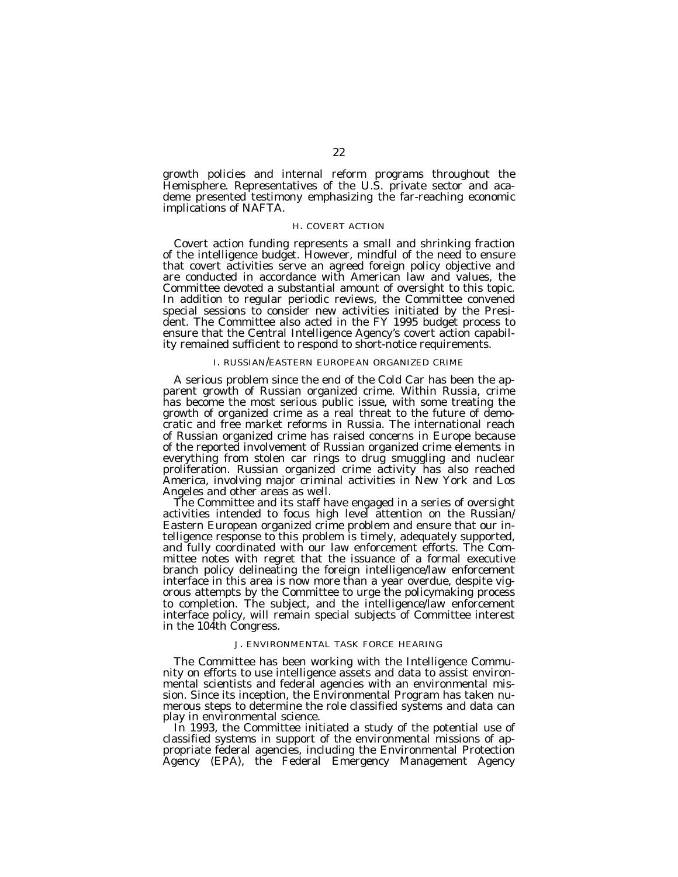growth policies and internal reform programs throughout the Hemisphere. Representatives of the U.S. private sector and academe presented testimony emphasizing the far-reaching economic implications of NAFTA.

### H. COVERT ACTION

Covert action funding represents a small and shrinking fraction of the intelligence budget. However, mindful of the need to ensure that covert activities serve an agreed foreign policy objective and are conducted in accordance with American law and values, the Committee devoted a substantial amount of oversight to this topic. In addition to regular periodic reviews, the Committee convened special sessions to consider new activities initiated by the President. The Committee also acted in the FY 1995 budget process to ensure that the Central Intelligence Agency's covert action capability remained sufficient to respond to short-notice requirements.

### I. RUSSIAN/EASTERN EUROPEAN ORGANIZED CRIME

A serious problem since the end of the Cold Car has been the apparent growth of Russian organized crime. Within Russia, crime has become the most serious public issue, with some treating the growth of organized crime as a real threat to the future of democratic and free market reforms in Russia. The international reach of Russian organized crime has raised concerns in Europe because of the reported involvement of Russian organized crime elements in everything from stolen car rings to drug smuggling and nuclear proliferation. Russian organized crime activity has also reached America, involving major criminal activities in New York and Los Angeles and other areas as well.

The Committee and its staff have engaged in a series of oversight activities intended to focus high level attention on the Russian/Eastern European organized crime problem and ensure that our intelligence response to this problem is timely, adequately supported, and fully coordinated with our law enforcement efforts. The Committee notes with regret that the issuance of a formal executive branch policy delineating the foreign intelligence/law enforcement interface in this area is now more than a year overdue, despite vigorous attempts by the Committee to urge the policymaking process to completion. The subject, and the intelligence/law enforcement interface policy, will remain special subjects of Committee interest in the 104th Congress.

### J. ENVIRONMENTAL TASK FORCE HEARING

The Committee has been working with the Intelligence Community on efforts to use intelligence assets and data to assist environmental scientists and federal agencies with an environmental mission. Since its inception, the Environmental Program has taken numerous steps to determine the role classified systems and data can play in environmental science.

In 1993, the Committee initiated a study of the potential use of classified systems in support of the environmental missions of appropriate federal agencies, including the Environmental Protection Agency (EPA), the Federal Emergency Management Agency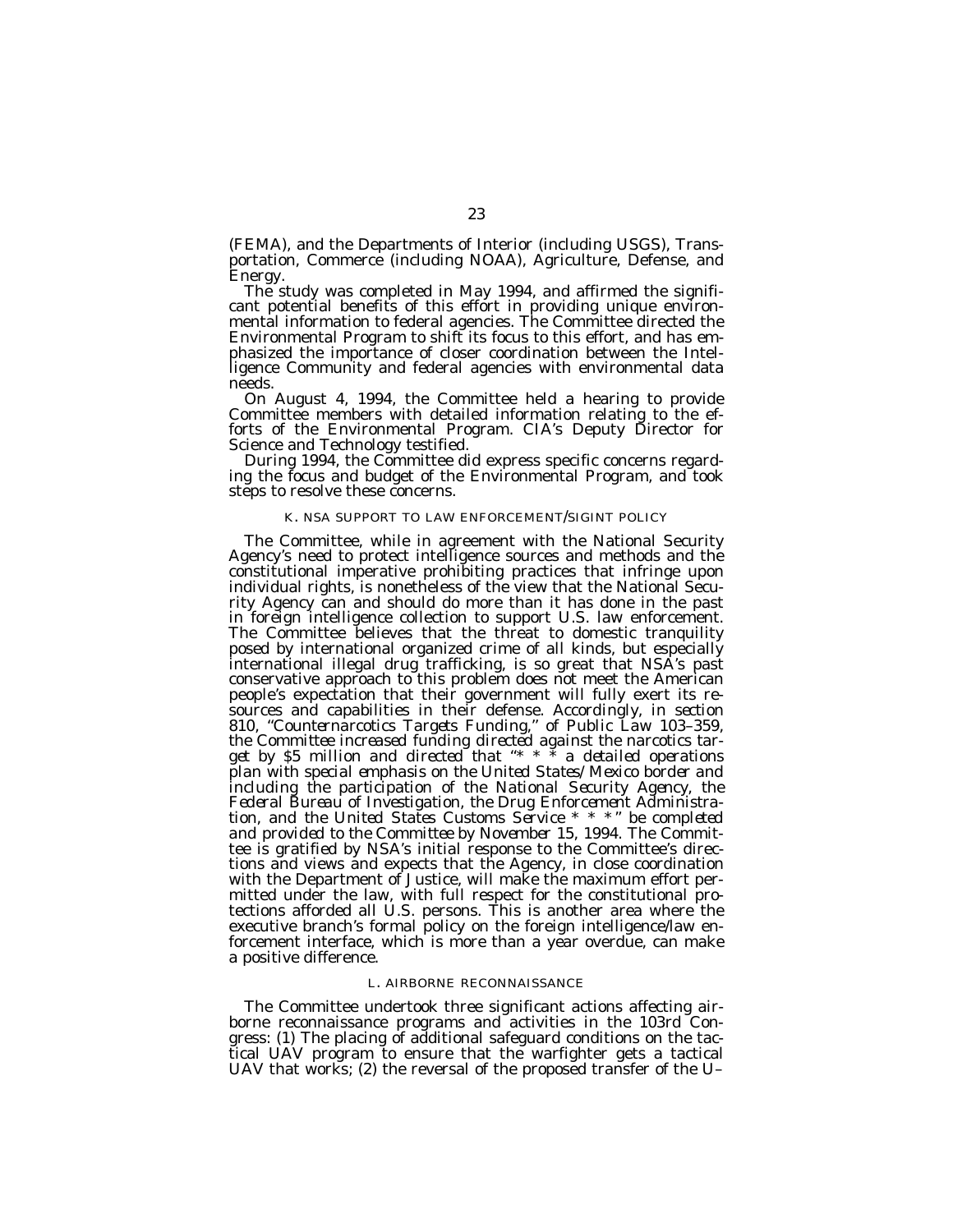(FEMA), and the Departments of Interior (including USGS), Transportation, Commerce (including NOAA), Agriculture, Defense, and Energy.

The study was completed in May 1994, and affirmed the significant potential benefits of this effort in providing unique environmental information to federal agencies. The Committee directed the Environmental Program to shift its focus to this effort, and has emphasized the importance of closer coordination between the Intelligence Community and federal agencies with environmental data needs.

On August 4, 1994, the Committee held a hearing to provide Committee members with detailed information relating to the efforts of the Environmental Program. CIA's Deputy Director for Science and Technology testified.

During 1994, the Committee did express specific concerns regarding the focus and budget of the Environmental Program, and took steps to resolve these concerns.

### K. NSA SUPPORT TO LAW ENFORCEMENT/SIGINT POLICY

The Committee, while in agreement with the National Security Agency's need to protect intelligence sources and methods and the constitutional imperative prohibiting practices that infringe upon individual rights, is nonetheless of the view that the National Security Agency can and should do more than it has done in the past in foreign intelligence collection to support U.S. law enforcement. The Committee believes that the threat to domestic tranquility posed by international organized crime of all kinds, but especially international illegal drug trafficking, is so great that NSA's past conservative approach to this problem does not meet the American people's expectation that their government will fully exert its resources and capabilities in their defense. Accordingly, in section 810, "Counternarcotics Targets Funding," of Public Law 103–359, the Committee increased funding directed against the narcotics target by $5 million and directed that "* * * a detailed operations plan with special emphasis on the United States/Mexico border and including the participation of the National Security Agency, the Federal Bureau of Investigation, the Drug Enforcement Administration, and the United States Customs Service * * *" be completed and provided to the Committee by November 15, 1994. The Committee is gratified by NSA's initial response to the Committee's directions and views and expects that the Agency, in close coordination with the Department of Justice, will make the maximum effort permitted under the law, with full respect for the constitutional protections afforded all U.S. persons. This is another area where the executive branch's formal policy on the foreign intelligence/law enforcement interface, which is more than a year overdue, can make a positive difference.

### L. AIRBORNE RECONNAISSANCE

The Committee undertook three significant actions affecting airborne reconnaissance programs and activities in the 103rd Congress: (1) The placing of additional safeguard conditions on the tactical UAV program to ensure that the warfighter gets a tactical UAV that works; (2) the reversal of the proposed transfer of the U–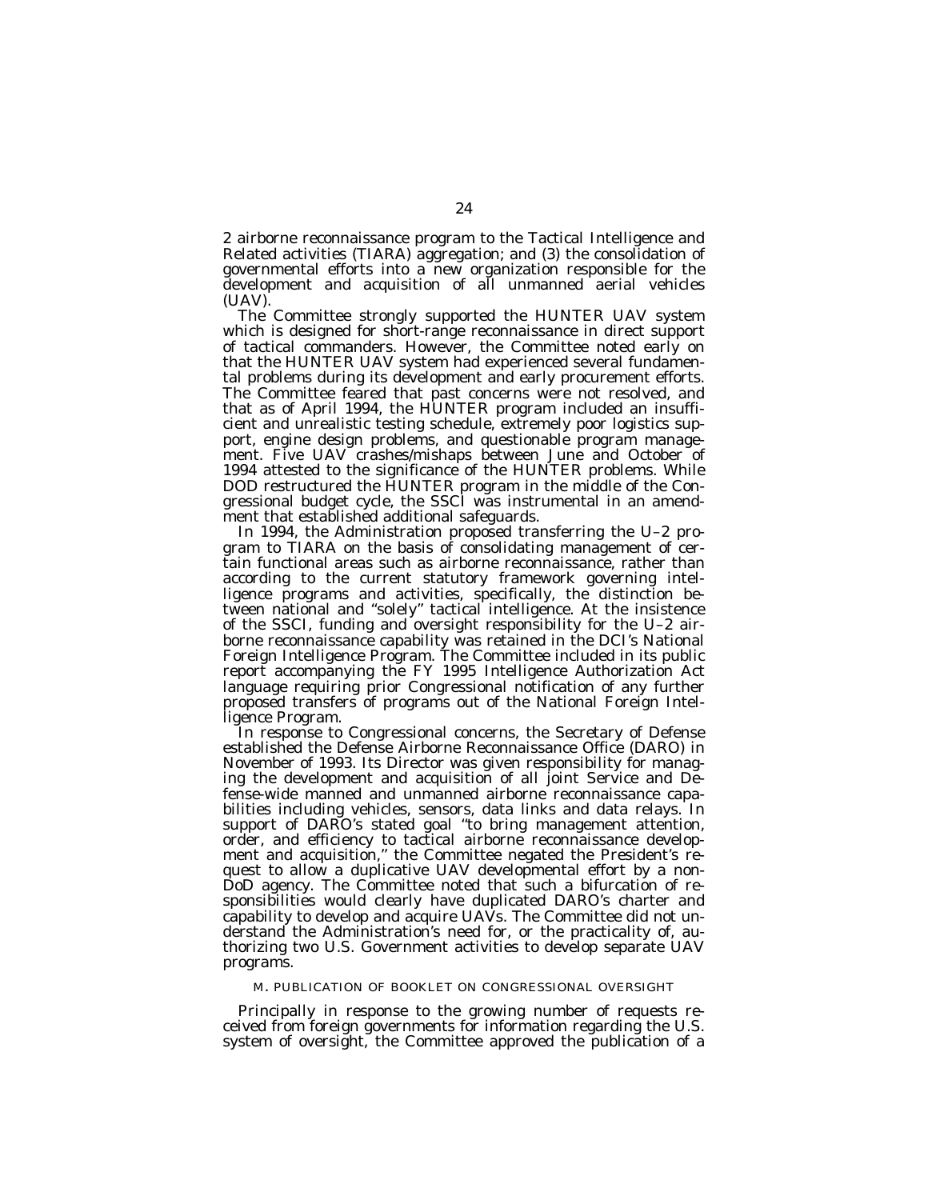2 airborne reconnaissance program to the Tactical Intelligence and Related activities (TIARA) aggregation; and (3) the consolidation of governmental efforts into a new organization responsible for the development and acquisition of all unmanned aerial vehicles (UAV).

The Committee strongly supported the HUNTER UAV system which is designed for short-range reconnaissance in direct support of tactical commanders. However, the Committee noted early on that the HUNTER UAV system had experienced several fundamental problems during its development and early procurement efforts. The Committee feared that past concerns were not resolved, and that as of April 1994, the HUNTER program included an insufficient and unrealistic testing schedule, extremely poor logistics support, engine design problems, and questionable program management. Five UAV crashes/mishaps between June and October of 1994 attested to the significance of the HUNTER problems. While DOD restructured the HUNTER program in the middle of the Congressional budget cycle, the SSCI was instrumental in an amendment that established additional safeguards.

In 1994, the Administration proposed transferring the U–2 program to TIARA on the basis of consolidating management of certain functional areas such as airborne reconnaissance, rather than according to the current statutory framework governing intelligence programs and activities, specifically, the distinction between national and "solely" tactical intelligence. At the insistence of the SSCI, funding and oversight responsibility for the U–2 airborne reconnaissance capability was retained in the DCI's National Foreign Intelligence Program. The Committee included in its public report accompanying the FY 1995 Intelligence Authorization Act language requiring prior Congressional notification of any further proposed transfers of programs out of the National Foreign Intelligence Program.

In response to Congressional concerns, the Secretary of Defense established the Defense Airborne Reconnaissance Office (DARO) in November of 1993. Its Director was given responsibility for managing the development and acquisition of all joint Service and Defense-wide manned and unmanned airborne reconnaissance capabilities including vehicles, sensors, data links and data relays. In support of DARO's stated goal "to bring management attention, order, and efficiency to tactical airborne reconnaissance development and acquisition," the Committee negated the President's request to allow a duplicative UAV developmental effort by a non-DoD agency. The Committee noted that such a bifurcation of responsibilities would clearly have duplicated DARO's charter and capability to develop and acquire UAVs. The Committee did not understand the Administration's need for, or the practicality of, authorizing two U.S. Government activities to develop separate UAV programs.

### M. PUBLICATION OF BOOKLET ON CONGRESSIONAL OVERSIGHT

Principally in response to the growing number of requests received from foreign governments for information regarding the U.S. system of oversight, the Committee approved the publication of a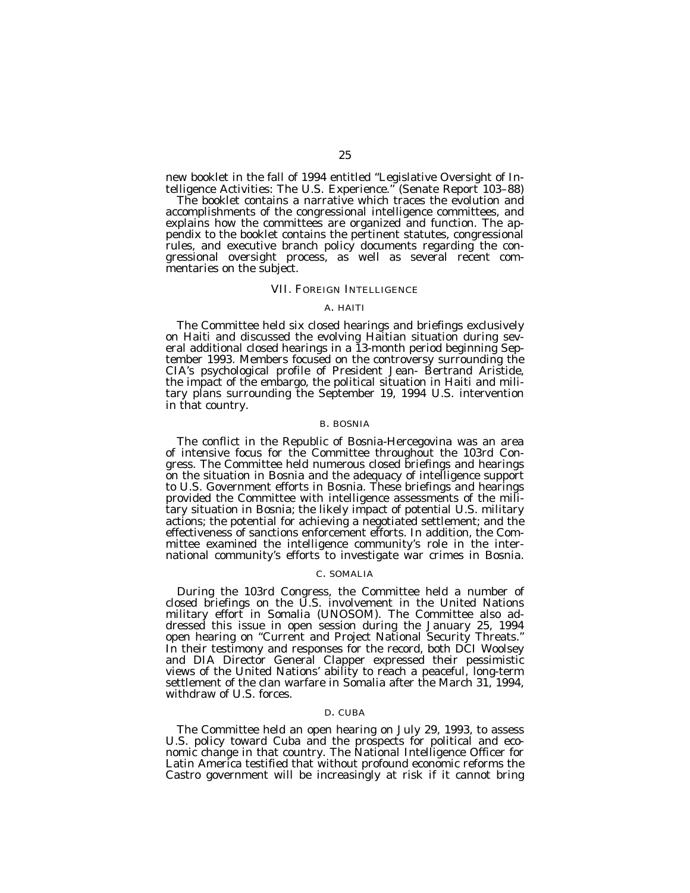new booklet in the fall of 1994 entitled "Legislative Oversight of Intelligence Activities: The U.S. Experience." (Senate Report 103–88)

The booklet contains a narrative which traces the evolution and accomplishments of the congressional intelligence committees, and explains how the committees are organized and function. The appendix to the booklet contains the pertinent statutes, congressional rules, and executive branch policy documents regarding the congressional oversight process, as well as several recent commentaries on the subject.

## VII. FOREIGN INTELLIGENCE

### A. HAITI

The Committee held six closed hearings and briefings exclusively on Haiti and discussed the evolving Haitian situation during several additional closed hearings in a 13-month period beginning September 1993. Members focused on the controversy surrounding the CIA's psychological profile of President Jean- Bertrand Aristide, the impact of the embargo, the political situation in Haiti and military plans surrounding the September 19, 1994 U.S. intervention in that country.

### B. BOSNIA

The conflict in the Republic of Bosnia-Hercegovina was an area of intensive focus for the Committee throughout the 103rd Congress. The Committee held numerous closed briefings and hearings on the situation in Bosnia and the adequacy of intelligence support to U.S. Government efforts in Bosnia. These briefings and hearings provided the Committee with intelligence assessments of the military situation in Bosnia; the likely impact of potential U.S. military actions; the potential for achieving a negotiated settlement; and the effectiveness of sanctions enforcement efforts. In addition, the Committee examined the intelligence community's role in the international community's efforts to investigate war crimes in Bosnia.

### C. SOMALIA

During the 103rd Congress, the Committee held a number of closed briefings on the U.S. involvement in the United Nations military effort in Somalia (UNOSOM). The Committee also addressed this issue in open session during the January 25, 1994 open hearing on "Current and Project National Security Threats." In their testimony and responses for the record, both DCI Woolsey and DIA Director General Clapper expressed their pessimistic views of the United Nations' ability to reach a peaceful, long-term settlement of the clan warfare in Somalia after the March 31, 1994, withdraw of U.S. forces.

### D. CUBA

The Committee held an open hearing on July 29, 1993, to assess U.S. policy toward Cuba and the prospects for political and economic change in that country. The National Intelligence Officer for Latin America testified that without profound economic reforms the Castro government will be increasingly at risk if it cannot bring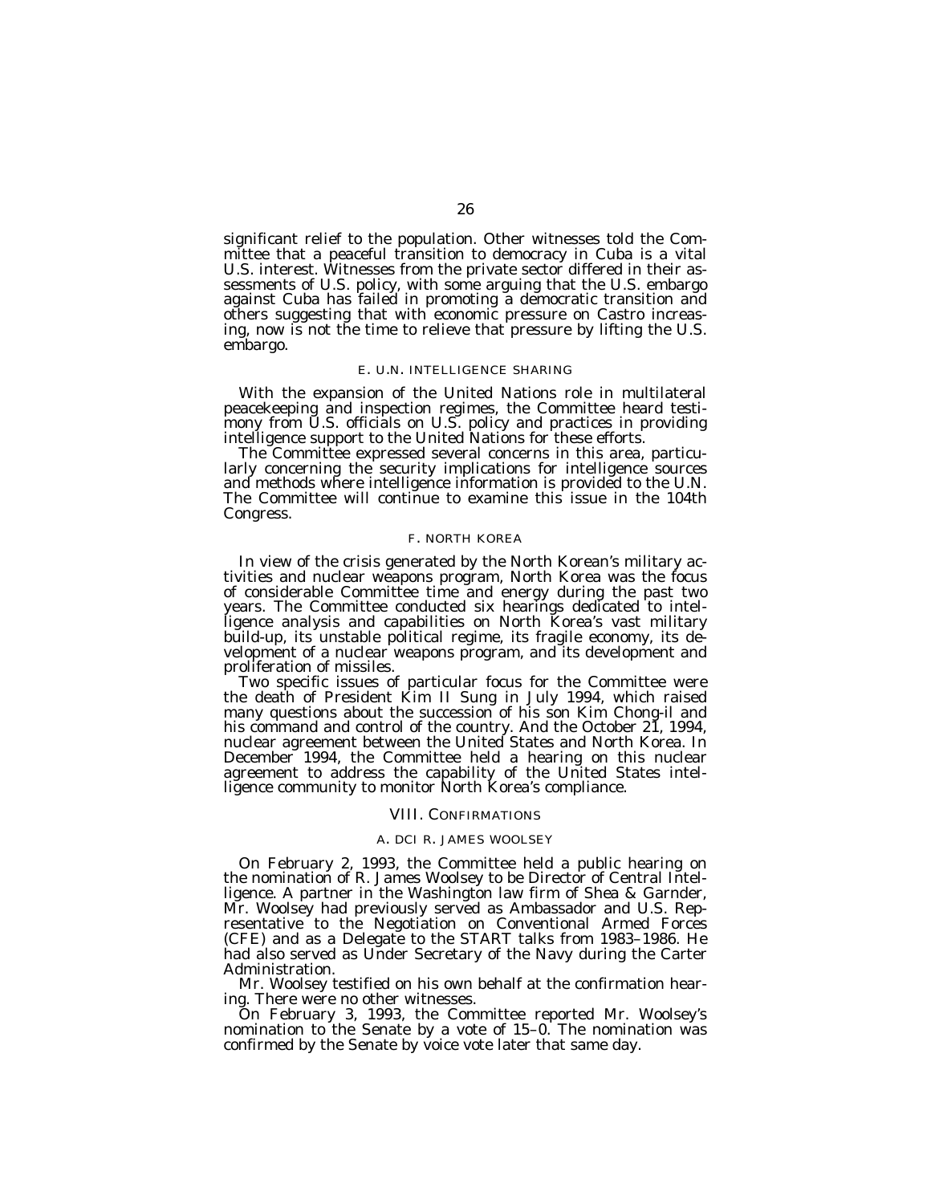significant relief to the population. Other witnesses told the Committee that a peaceful transition to democracy in Cuba is a vital U.S. interest. Witnesses from the private sector differed in their assessments of U.S. policy, with some arguing that the U.S. embargo against Cuba has failed in promoting a democratic transition and others suggesting that with economic pressure on Castro increasing, now is not the time to relieve that pressure by lifting the U.S. embargo.

### E. U.N. INTELLIGENCE SHARING

With the expansion of the United Nations role in multilateral peacekeeping and inspection regimes, the Committee heard testimony from U.S. officials on U.S. policy and practices in providing intelligence support to the United Nations for these efforts.

The Committee expressed several concerns in this area, particularly concerning the security implications for intelligence sources and methods where intelligence information is provided to the U.N. The Committee will continue to examine this issue in the 104th Congress.

### F. NORTH KOREA

In view of the crisis generated by the North Korean's military activities and nuclear weapons program, North Korea was the focus of considerable Committee time and energy during the past two years. The Committee conducted six hearings dedicated to intelligence analysis and capabilities on North Korea's vast military build-up, its unstable political regime, its fragile economy, its development of a nuclear weapons program, and its development and proliferation of missiles.

Two specific issues of particular focus for the Committee were the death of President Kim Il Sung in July 1994, which raised many questions about the succession of his son Kim Chong-il and his command and control of the country. And the October 21, 1994, nuclear agreement between the United States and North Korea. In December 1994, the Committee held a hearing on this nuclear agreement to address the capability of the United States intelligence community to monitor North Korea's compliance.

## VIII. CONFIRMATIONS

### A. DCI R. JAMES WOOLSEY

On February 2, 1993, the Committee held a public hearing on the nomination of R. James Woolsey to be Director of Central Intelligence. A partner in the Washington law firm of Shea & Garnder, Mr. Woolsey had previously served as Ambassador and U.S. Representative to the Negotiation on Conventional Armed Forces (CFE) and as a Delegate to the START talks from 1983–1986. He had also served as Under Secretary of the Navy during the Carter Administration.

Mr. Woolsey testified on his own behalf at the confirmation hearing. There were no other witnesses.

On February 3, 1993, the Committee reported Mr. Woolsey's nomination to the Senate by a vote of 15–0. The nomination was confirmed by the Senate by voice vote later that same day.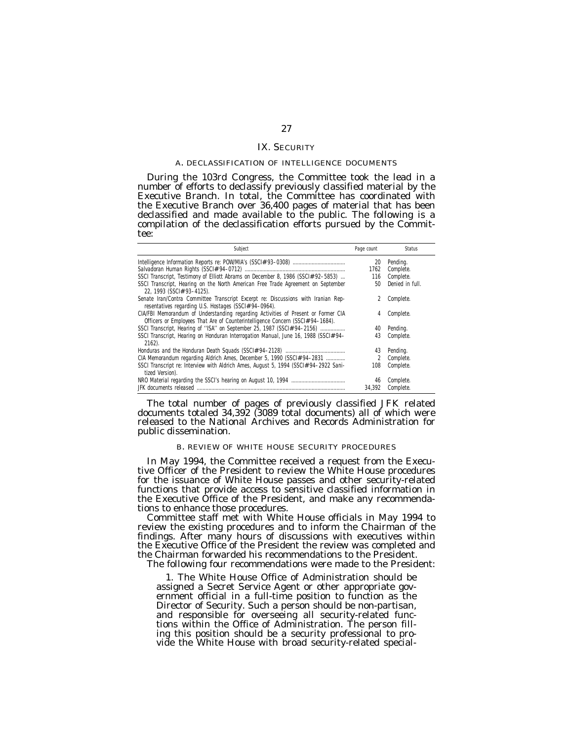## IX. SECURITY

### A. DECLASSIFICATION OF INTELLIGENCE DOCUMENTS

During the 103rd Congress, the Committee took the lead in a number of efforts to declassify previously classified material by the Executive Branch. In total, the Committee has coordinated with the Executive Branch over 36,400 pages of material that has been declassified and made available to the public. The following is a compilation of the declassification efforts pursued by the Committee:

| Subject | Page count | Status |
|---|---|---|
| Intelligence Information Reports re: POW/MIA's (SSCI#93–0308) | 20 | Pending. |
| Salvadoran Human Rights (SSCI#94–0712) | 1762 | Complete. |
| SSCI Transcript, Testimony of Elliott Abrams on December 8, 1986 (SSCI#92–5853) | 116 | Complete. |
| SSCI Transcript, Hearing on the North American Free Trade Agreement on September 22, 1993 (SSCI#93–4125). | 50 | Denied in full. |
| Senate Iran/Contra Committee Transcript Excerpt re: Discussions with Iranian Representatives regarding U.S. Hostages (SSCI#94–0964). | 2 | Complete. |
| CIA/FBI Memorandum of Understanding regarding Activities of Present or Former CIA Officers or Employees That Are of Counterintelligence Concern (SSCI#94–1684). | 4 | Complete. |
| SSCI Transcript, Hearing of "ISA" on September 25, 1987 (SSCI#94–2156) | 40 | Pending. |
| SSCI Transcript, Hearing on Honduran Interrogation Manual, June 16, 1988 (SSCI#94–2162). | 43 | Complete. |
| Honduras and the Honduran Death Squads (SSCI#94–2128) | 43 | Pending. |
| CIA Memorandum regarding Aldrich Ames, December 5, 1990 (SSCI#94–2831 | 2 | Complete. |
| SSCI Transcript re: Interview with Aldrich Ames, August 5, 1994 (SSCI#94–2922 Sanitized Version). | 108 | Complete. |
| NRO Material regarding the SSCI's hearing on August 10, 1994 | 46 | Complete. |
| JFK documents released | 34,392 | Complete. |

The total number of pages of previously classified JFK related documents totaled 34,392 (3089 total documents) all of which were released to the National Archives and Records Administration for public dissemination.

### B. REVIEW OF WHITE HOUSE SECURITY PROCEDURES

In May 1994, the Committee received a request from the Executive Officer of the President to review the White House procedures for the issuance of White House passes and other security-related functions that provide access to sensitive classified information in the Executive Office of the President, and make any recommendations to enhance those procedures.

Committee staff met with White House officials in May 1994 to review the existing procedures and to inform the Chairman of the findings. After many hours of discussions with executives within the Executive Office of the President the review was completed and the Chairman forwarded his recommendations to the President.

The following four recommendations were made to the President:

1. The White House Office of Administration should be assigned a Secret Service Agent or other appropriate government official in a full-time position to function as the Director of Security. Such a person should be non-partisan, and responsible for overseeing all security-related functions within the Office of Administration. The person filling this position should be a security professional to provide the White House with broad security-related special-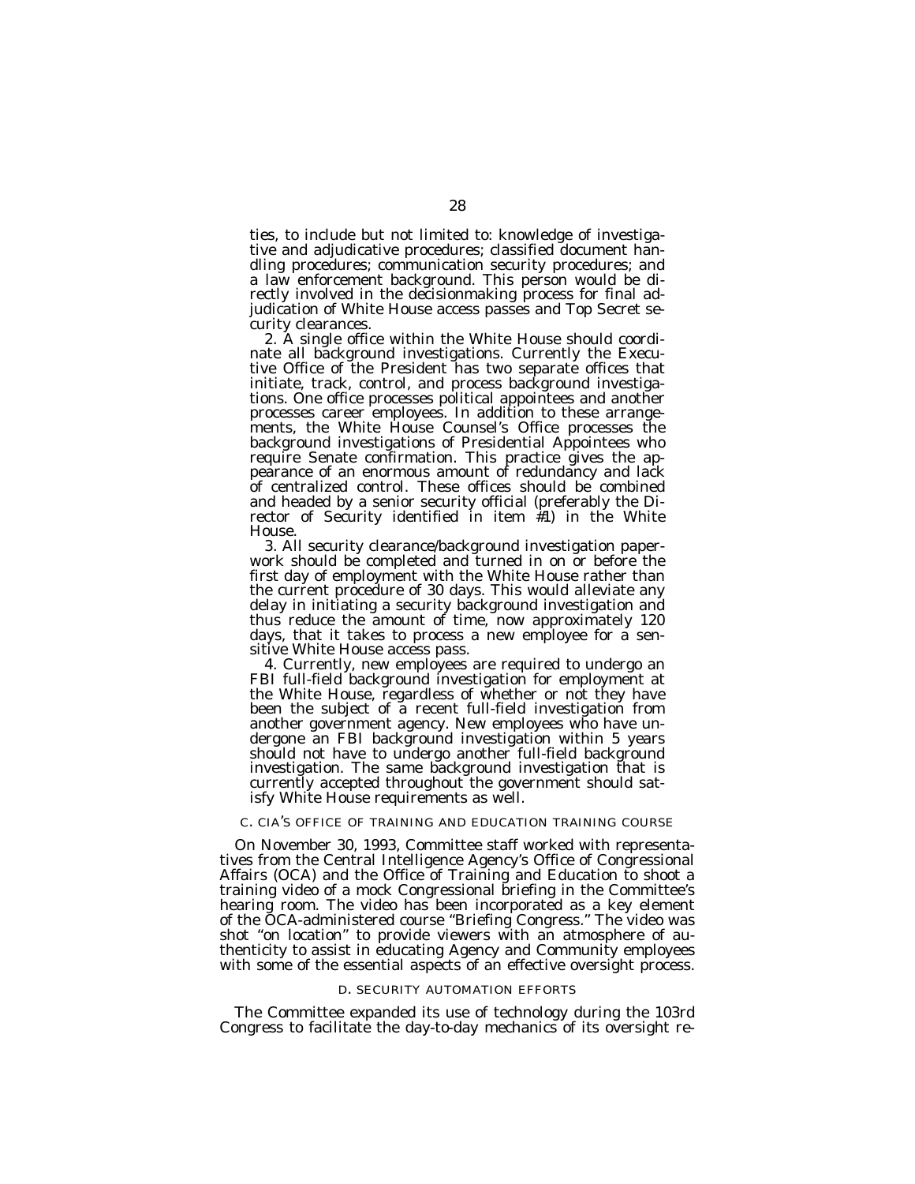ties, to include but not limited to: knowledge of investigative and adjudicative procedures; classified document handling procedures; communication security procedures; and a law enforcement background. This person would be directly involved in the decisionmaking process for final adjudication of White House access passes and Top Secret security clearances.

2. A single office within the White House should coordinate all background investigations. Currently the Executive Office of the President has two separate offices that initiate, track, control, and process background investigations. One office processes political appointees and another processes career employees. In addition to these arrangements, the White House Counsel's Office processes the background investigations of Presidential Appointees who require Senate confirmation. This practice gives the appearance of an enormous amount of redundancy and lack of centralized control. These offices should be combined and headed by a senior security official (preferably the Director of Security identified in item #1) in the White House.

3. All security clearance/background investigation paperwork should be completed and turned in on or before the first day of employment with the White House rather than the current procedure of 30 days. This would alleviate any delay in initiating a security background investigation and thus reduce the amount of time, now approximately 120 days, that it takes to process a new employee for a sensitive White House access pass.

4. Currently, new employees are required to undergo an FBI full-field background investigation for employment at the White House, regardless of whether or not they have been the subject of a recent full-field investigation from another government agency. New employees who have undergone an FBI background investigation within 5 years should not have to undergo another full-field background investigation. The same background investigation that is currently accepted throughout the government should satisfy White House requirements as well.

### C. CIA'S OFFICE OF TRAINING AND EDUCATION TRAINING COURSE

On November 30, 1993, Committee staff worked with representatives from the Central Intelligence Agency's Office of Congressional Affairs (OCA) and the Office of Training and Education to shoot a training video of a mock Congressional briefing in the Committee's hearing room. The video has been incorporated as a key element of the OCA-administered course "Briefing Congress." The video was shot "on location" to provide viewers with an atmosphere of authenticity to assist in educating Agency and Community employees with some of the essential aspects of an effective oversight process.

### D. SECURITY AUTOMATION EFFORTS

The Committee expanded its use of technology during the 103rd Congress to facilitate the day-to-day mechanics of its oversight re-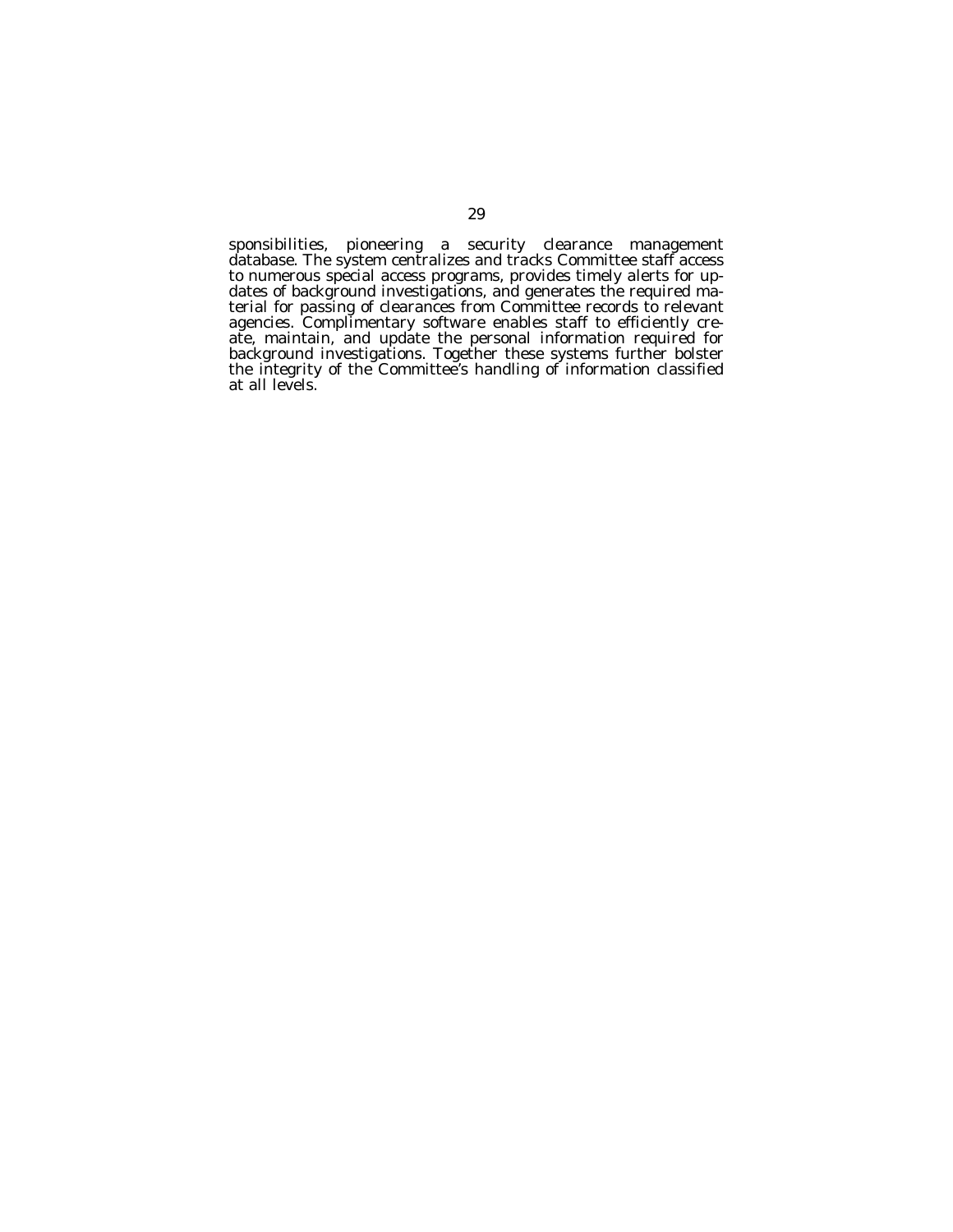sponsibilities, pioneering a security clearance management database. The system centralizes and tracks Committee staff access to numerous special access programs, provides timely alerts for updates of background investigations, and generates the required material for passing of clearances from Committee records to relevant agencies. Complimentary software enables staff to efficiently create, maintain, and update the personal information required for background investigations. Together these systems further bolster the integrity of the Committee's handling of information classified at all levels.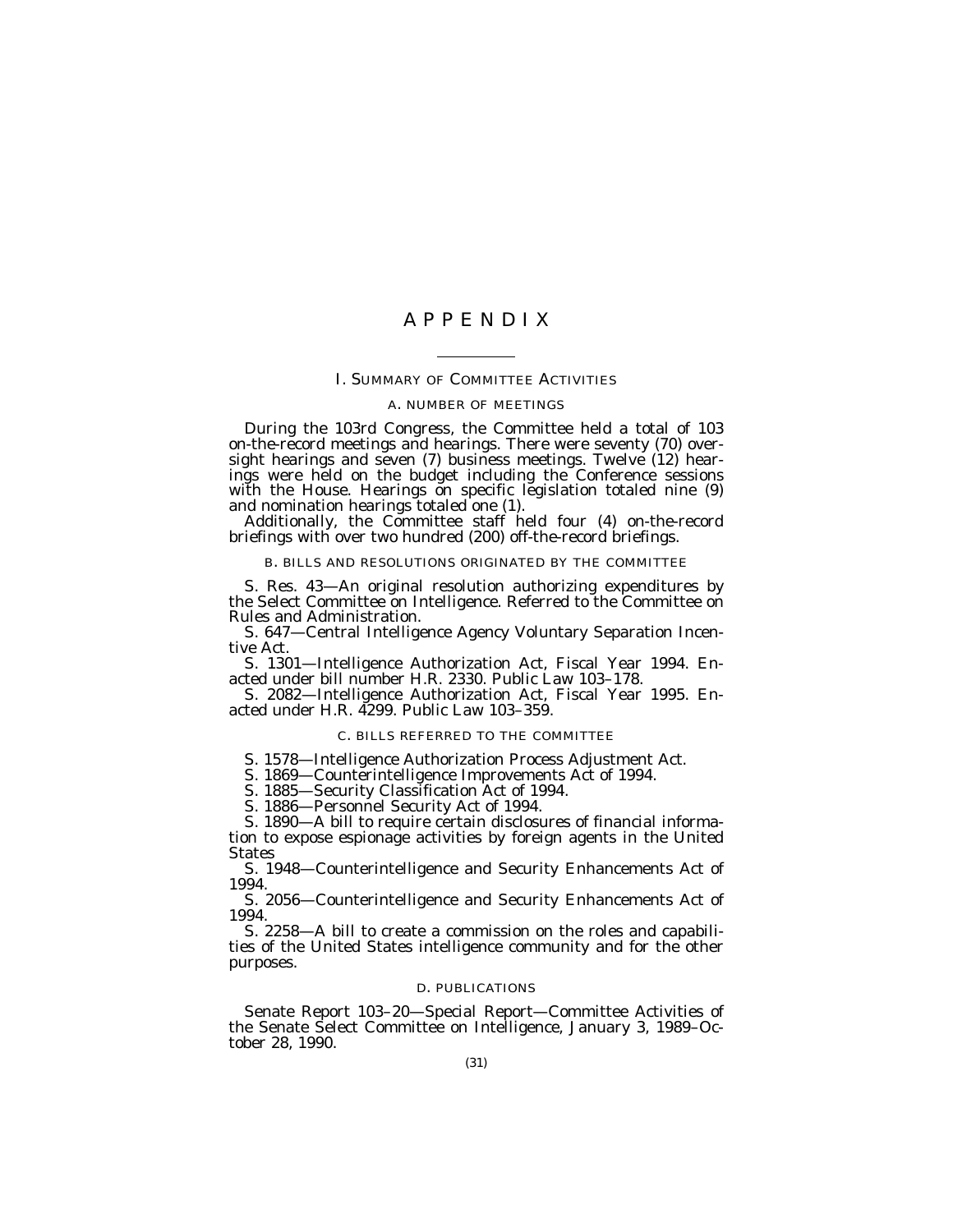# APPENDIX

## I. SUMMARY OF COMMITTEE ACTIVITIES

### A. NUMBER OF MEETINGS

During the 103rd Congress, the Committee held a total of 103 on-the-record meetings and hearings. There were seventy (70) oversight hearings and seven (7) business meetings. Twelve (12) hearings were held on the budget including the Conference sessions with the House. Hearings on specific legislation totaled nine (9) and nomination hearings totaled one (1).

Additionally, the Committee staff held four (4) on-the-record briefings with over two hundred (200) off-the-record briefings.

### B. BILLS AND RESOLUTIONS ORIGINATED BY THE COMMITTEE

S. Res. 43—An original resolution authorizing expenditures by the Select Committee on Intelligence. Referred to the Committee on Rules and Administration.

S. 647—Central Intelligence Agency Voluntary Separation Incentive Act.

S. 1301—Intelligence Authorization Act, Fiscal Year 1994. Enacted under bill number H.R. 2330. Public Law 103–178.

S. 2082—Intelligence Authorization Act, Fiscal Year 1995. Enacted under H.R. 4299. Public Law 103–359.

### C. BILLS REFERRED TO THE COMMITTEE

S. 1578—Intelligence Authorization Process Adjustment Act.

S. 1869—Counterintelligence Improvements Act of 1994.

S. 1885—Security Classification Act of 1994.

S. 1886—Personnel Security Act of 1994.

S. 1890—A bill to require certain disclosures of financial information to expose espionage activities by foreign agents in the United States

S. 1948—Counterintelligence and Security Enhancements Act of 1994.

S. 2056—Counterintelligence and Security Enhancements Act of 1994.

S. 2258—A bill to create a commission on the roles and capabilities of the United States intelligence community and for the other purposes.

### D. PUBLICATIONS

Senate Report 103–20—Special Report—Committee Activities of the Senate Select Committee on Intelligence, January 3, 1989–October 28, 1990.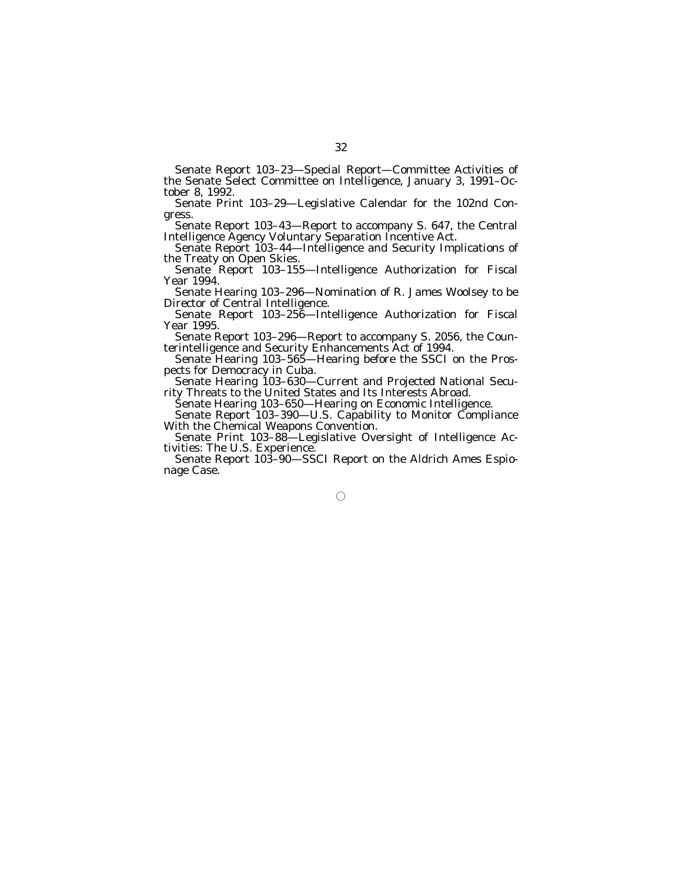Senate Report 103–23—Special Report—Committee Activities of the Senate Select Committee on Intelligence, January 3, 1991–October 8, 1992.

Senate Print 103–29—Legislative Calendar for the 102nd Congress.

Senate Report 103–43—Report to accompany S. 647, the Central Intelligence Agency Voluntary Separation Incentive Act.

Senate Report 103–44—Intelligence and Security Implications of the Treaty on Open Skies.

Senate Report 103–155—Intelligence Authorization for Fiscal Year 1994.

Senate Hearing 103–296—Nomination of R. James Woolsey to be Director of Central Intelligence.

Senate Report 103–256—Intelligence Authorization for Fiscal Year 1995.

Senate Report 103–296—Report to accompany S. 2056, the Counterintelligence and Security Enhancements Act of 1994.

Senate Hearing 103–565—Hearing before the SSCI on the Prospects for Democracy in Cuba.

Senate Hearing 103–630—Current and Projected National Security Threats to the United States and Its Interests Abroad.

Senate Hearing 103–650—Hearing on Economic Intelligence.

Senate Report 103–390—U.S. Capability to Monitor Compliance With the Chemical Weapons Convention.

Senate Print 103–88—Legislative Oversight of Intelligence Activities: The U.S. Experience.

Senate Report 103–90—SSCI Report on the Aldrich Ames Espionage Case.

○